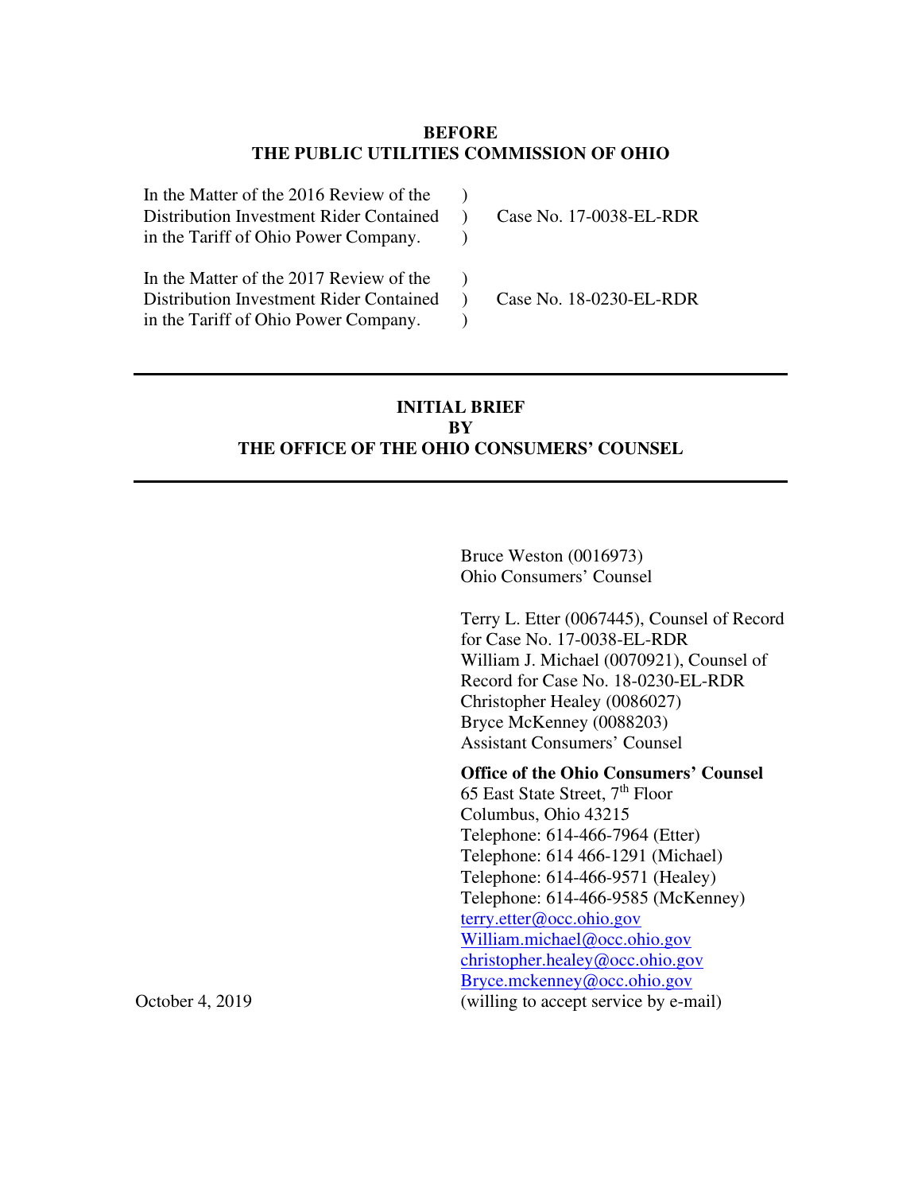**BEFORE**
**THE PUBLIC UTILITIES COMMISSION OF OHIO**

| | | |
|---|---|---|
| In the Matter of the 2016 Review of the Distribution Investment Rider Contained in the Tariff of Ohio Power Company. | ) ) ) | Case No. 17-0038-EL-RDR |
| In the Matter of the 2017 Review of the Distribution Investment Rider Contained in the Tariff of Ohio Power Company. | ) ) ) | Case No. 18-0230-EL-RDR |

---

# INITIAL BRIEF BY THE OFFICE OF THE OHIO CONSUMERS' COUNSEL

---

Bruce Weston (0016973)
Ohio Consumers' Counsel

Terry L. Etter (0067445), Counsel of Record for Case No. 17-0038-EL-RDR
William J. Michael (0070921), Counsel of Record for Case No. 18-0230-EL-RDR
Christopher Healey (0086027)
Bryce McKenney (0088203)
Assistant Consumers' Counsel

**Office of the Ohio Consumers' Counsel**
65 East State Street, 7th Floor
Columbus, Ohio 43215
Telephone: 614-466-7964 (Etter)
Telephone: 614 466-1291 (Michael)
Telephone: 614-466-9571 (Healey)
Telephone: 614-466-9585 (McKenney)
terry.etter@occ.ohio.gov
William.michael@occ.ohio.gov
christopher.healey@occ.ohio.gov
Bryce.mckenney@occ.ohio.gov
(willing to accept service by e-mail)

October 4, 2019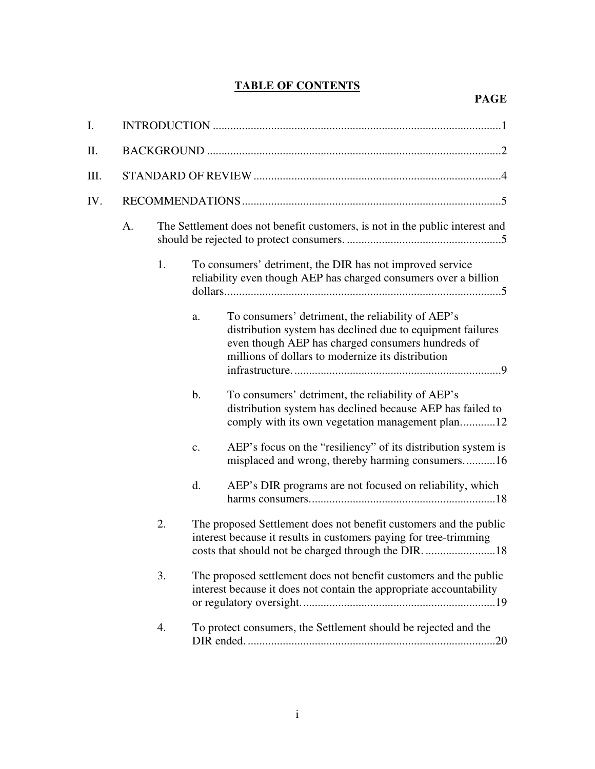# TABLE OF CONTENTS

**PAGE**

I. INTRODUCTION ....................................................................................................1

II. BACKGROUND .....................................................................................................2

III. STANDARD OF REVIEW .....................................................................................4

IV. RECOMMENDATIONS .........................................................................................5

- A. The Settlement does not benefit customers, is not in the public interest and should be rejected to protect consumers. .....................................................5
  - 1. To consumers' detriment, the DIR has not improved service reliability even though AEP has charged consumers over a billion dollars...............................................................................................5
    - a. To consumers' detriment, the reliability of AEP's distribution system has declined due to equipment failures even though AEP has charged consumers hundreds of millions of dollars to modernize its distribution infrastructure. .......................................................................9
    - b. To consumers' detriment, the reliability of AEP's distribution system has declined because AEP has failed to comply with its own vegetation management plan............12
    - c. AEP's focus on the "resiliency" of its distribution system is misplaced and wrong, thereby harming consumers. ..........16
    - d. AEP's DIR programs are not focused on reliability, which harms consumers................................................................18
  - 2. The proposed Settlement does not benefit customers and the public interest because it results in customers paying for tree-trimming costs that should not be charged through the DIR. ........................18
  - 3. The proposed settlement does not benefit customers and the public interest because it does not contain the appropriate accountability or regulatory oversight. ..................................................................19
  - 4. To protect consumers, the Settlement should be rejected and the DIR ended. .....................................................................................20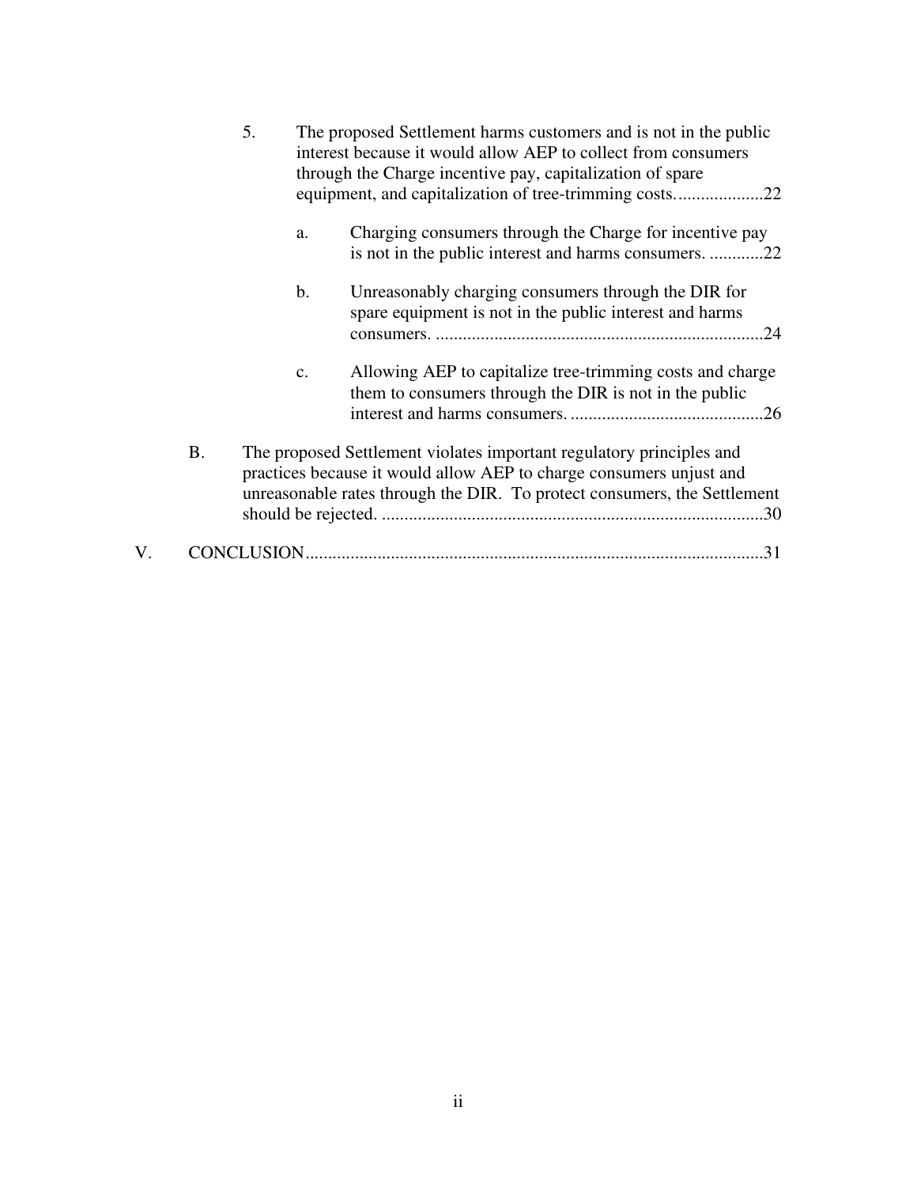5. The proposed Settlement harms customers and is not in the public interest because it would allow AEP to collect from consumers through the Charge incentive pay, capitalization of spare equipment, and capitalization of tree-trimming costs....................22

    a. Charging consumers through the Charge for incentive pay is not in the public interest and harms consumers. ............22

    b. Unreasonably charging consumers through the DIR for spare equipment is not in the public interest and harms consumers. .........................................................................24

    c. Allowing AEP to capitalize tree-trimming costs and charge them to consumers through the DIR is not in the public interest and harms consumers. ...........................................26

B. The proposed Settlement violates important regulatory principles and practices because it would allow AEP to charge consumers unjust and unreasonable rates through the DIR. To protect consumers, the Settlement should be rejected. .....................................................................................30

V. CONCLUSION......................................................................................................31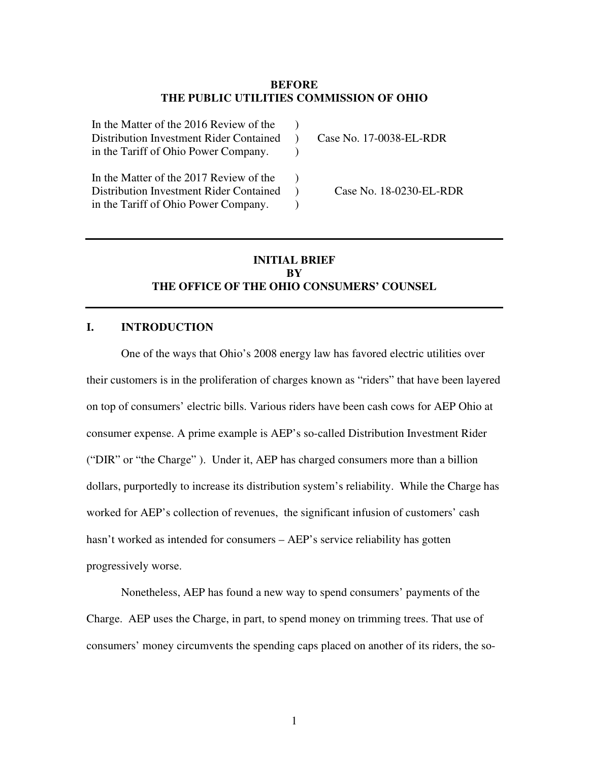**BEFORE**
**THE PUBLIC UTILITIES COMMISSION OF OHIO**

| | | |
|---|---|---|
| In the Matter of the 2016 Review of the Distribution Investment Rider Contained in the Tariff of Ohio Power Company. | ) ) ) | Case No. 17-0038-EL-RDR |
| In the Matter of the 2017 Review of the Distribution Investment Rider Contained in the Tariff of Ohio Power Company. | ) ) ) | Case No. 18-0230-EL-RDR |

---

**INITIAL BRIEF**
**BY**
**THE OFFICE OF THE OHIO CONSUMERS' COUNSEL**

---

## I. INTRODUCTION

One of the ways that Ohio's 2008 energy law has favored electric utilities over their customers is in the proliferation of charges known as "riders" that have been layered on top of consumers' electric bills. Various riders have been cash cows for AEP Ohio at consumer expense. A prime example is AEP's so-called Distribution Investment Rider ("DIR" or "the Charge" ). Under it, AEP has charged consumers more than a billion dollars, purportedly to increase its distribution system's reliability. While the Charge has worked for AEP's collection of revenues, the significant infusion of customers' cash hasn't worked as intended for consumers – AEP's service reliability has gotten progressively worse.

Nonetheless, AEP has found a new way to spend consumers' payments of the Charge. AEP uses the Charge, in part, to spend money on trimming trees. That use of consumers' money circumvents the spending caps placed on another of its riders, the so-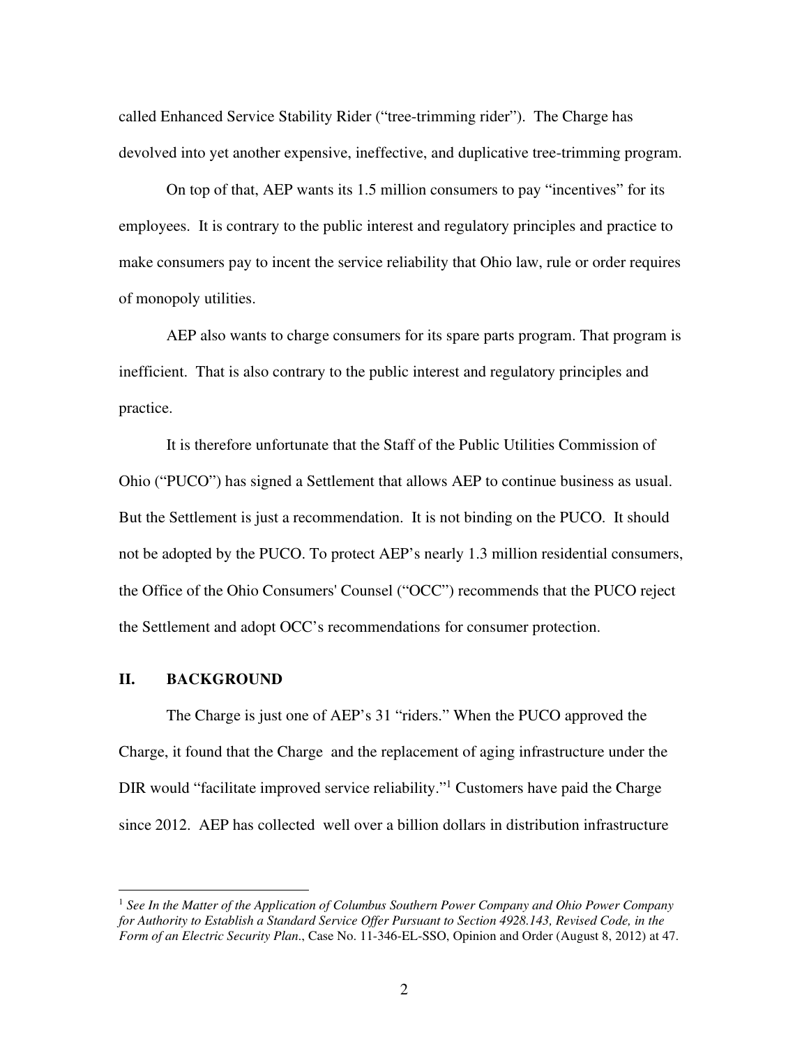called Enhanced Service Stability Rider ("tree-trimming rider"). The Charge has devolved into yet another expensive, ineffective, and duplicative tree-trimming program.

On top of that, AEP wants its 1.5 million consumers to pay "incentives" for its employees. It is contrary to the public interest and regulatory principles and practice to make consumers pay to incent the service reliability that Ohio law, rule or order requires of monopoly utilities.

AEP also wants to charge consumers for its spare parts program. That program is inefficient. That is also contrary to the public interest and regulatory principles and practice.

It is therefore unfortunate that the Staff of the Public Utilities Commission of Ohio ("PUCO") has signed a Settlement that allows AEP to continue business as usual. But the Settlement is just a recommendation. It is not binding on the PUCO. It should not be adopted by the PUCO. To protect AEP's nearly 1.3 million residential consumers, the Office of the Ohio Consumers' Counsel ("OCC") recommends that the PUCO reject the Settlement and adopt OCC's recommendations for consumer protection.

## II. BACKGROUND

The Charge is just one of AEP's 31 "riders." When the PUCO approved the Charge, it found that the Charge and the replacement of aging infrastructure under the DIR would "facilitate improved service reliability."[1] Customers have paid the Charge since 2012. AEP has collected well over a billion dollars in distribution infrastructure

---

[1] *See In the Matter of the Application of Columbus Southern Power Company and Ohio Power Company for Authority to Establish a Standard Service Offer Pursuant to Section 4928.143, Revised Code, in the Form of an Electric Security Plan*., Case No. 11-346-EL-SSO, Opinion and Order (August 8, 2012) at 47.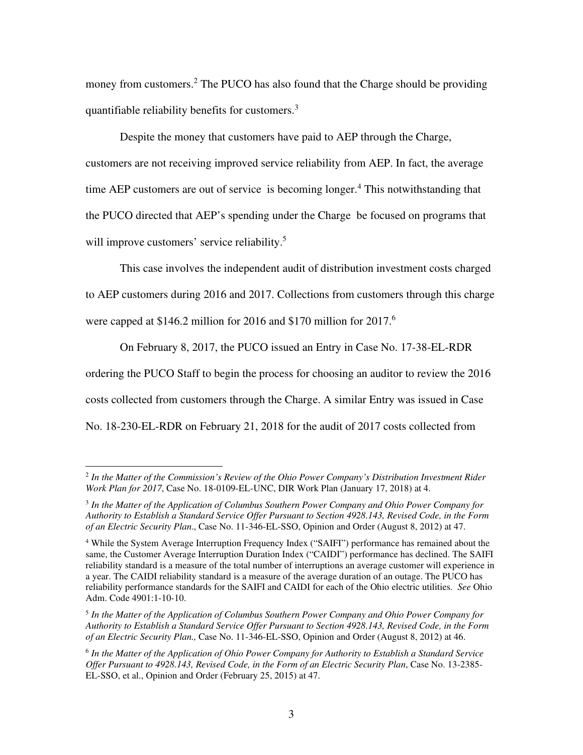money from customers.[2] The PUCO has also found that the Charge should be providing quantifiable reliability benefits for customers.[3]

Despite the money that customers have paid to AEP through the Charge, customers are not receiving improved service reliability from AEP. In fact, the average time AEP customers are out of service is becoming longer.[4] This notwithstanding that the PUCO directed that AEP's spending under the Charge be focused on programs that will improve customers' service reliability.[5]

This case involves the independent audit of distribution investment costs charged to AEP customers during 2016 and 2017. Collections from customers through this charge were capped at $146.2 million for 2016 and $170 million for 2017.[6]

On February 8, 2017, the PUCO issued an Entry in Case No. 17-38-EL-RDR ordering the PUCO Staff to begin the process for choosing an auditor to review the 2016 costs collected from customers through the Charge. A similar Entry was issued in Case No. 18-230-EL-RDR on February 21, 2018 for the audit of 2017 costs collected from

---

[2] *In the Matter of the Commission's Review of the Ohio Power Company's Distribution Investment Rider Work Plan for 2017*, Case No. 18-0109-EL-UNC, DIR Work Plan (January 17, 2018) at 4.

[3] *In the Matter of the Application of Columbus Southern Power Company and Ohio Power Company for Authority to Establish a Standard Service Offer Pursuant to Section 4928.143, Revised Code, in the Form of an Electric Security Plan*., Case No. 11-346-EL-SSO, Opinion and Order (August 8, 2012) at 47.

[4] While the System Average Interruption Frequency Index ("SAIFI") performance has remained about the same, the Customer Average Interruption Duration Index ("CAIDI") performance has declined. The SAIFI reliability standard is a measure of the total number of interruptions an average customer will experience in a year. The CAIDI reliability standard is a measure of the average duration of an outage. The PUCO has reliability performance standards for the SAIFI and CAIDI for each of the Ohio electric utilities. *See* Ohio Adm. Code 4901:1-10-10.

[5] *In the Matter of the Application of Columbus Southern Power Company and Ohio Power Company for Authority to Establish a Standard Service Offer Pursuant to Section 4928.143, Revised Code, in the Form of an Electric Security Plan.,* Case No. 11-346-EL-SSO, Opinion and Order (August 8, 2012) at 46.

[6] *In the Matter of the Application of Ohio Power Company for Authority to Establish a Standard Service Offer Pursuant to 4928.143, Revised Code, in the Form of an Electric Security Plan*, Case No. 13-2385-EL-SSO, et al., Opinion and Order (February 25, 2015) at 47.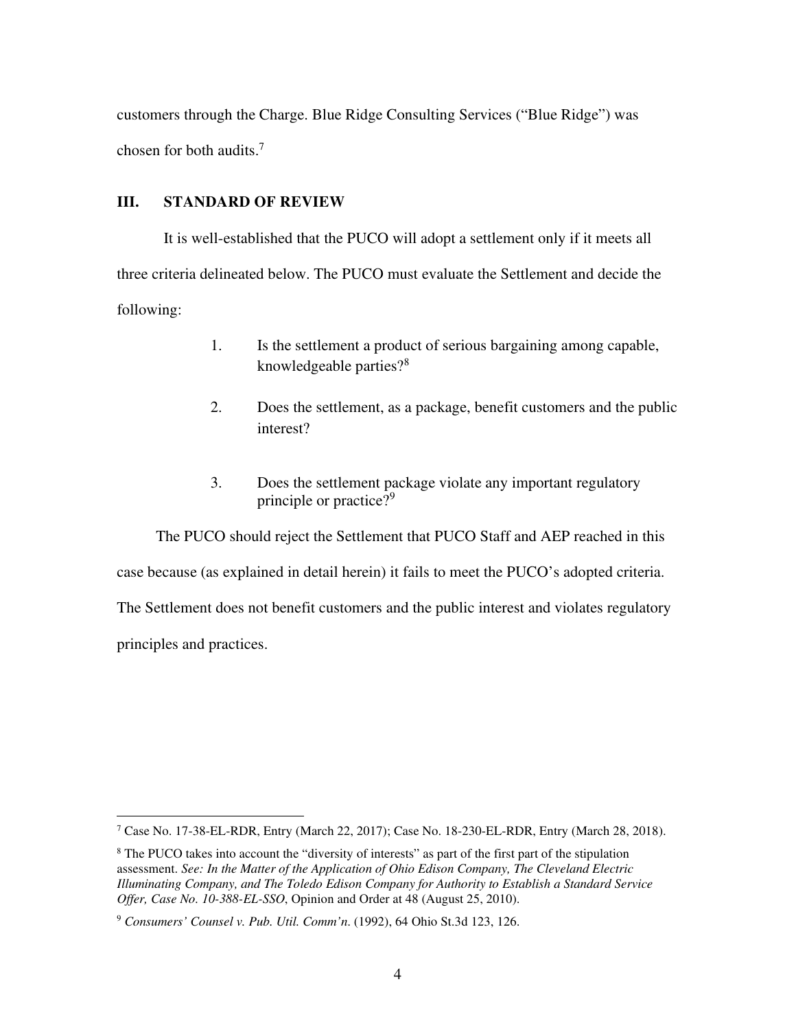customers through the Charge. Blue Ridge Consulting Services ("Blue Ridge") was chosen for both audits.[7]

## III. STANDARD OF REVIEW

It is well-established that the PUCO will adopt a settlement only if it meets all three criteria delineated below. The PUCO must evaluate the Settlement and decide the following:

1. Is the settlement a product of serious bargaining among capable, knowledgeable parties?[8]

2. Does the settlement, as a package, benefit customers and the public interest?

3. Does the settlement package violate any important regulatory principle or practice?[9]

The PUCO should reject the Settlement that PUCO Staff and AEP reached in this case because (as explained in detail herein) it fails to meet the PUCO's adopted criteria. The Settlement does not benefit customers and the public interest and violates regulatory principles and practices.

---

[7] Case No. 17-38-EL-RDR, Entry (March 22, 2017); Case No. 18-230-EL-RDR, Entry (March 28, 2018).

[8] The PUCO takes into account the "diversity of interests" as part of the first part of the stipulation assessment. *See: In the Matter of the Application of Ohio Edison Company, The Cleveland Electric Illuminating Company, and The Toledo Edison Company for Authority to Establish a Standard Service Offer, Case No. 10-388-EL-SSO*, Opinion and Order at 48 (August 25, 2010).

[9] *Consumers' Counsel v. Pub. Util. Comm'n*. (1992), 64 Ohio St.3d 123, 126.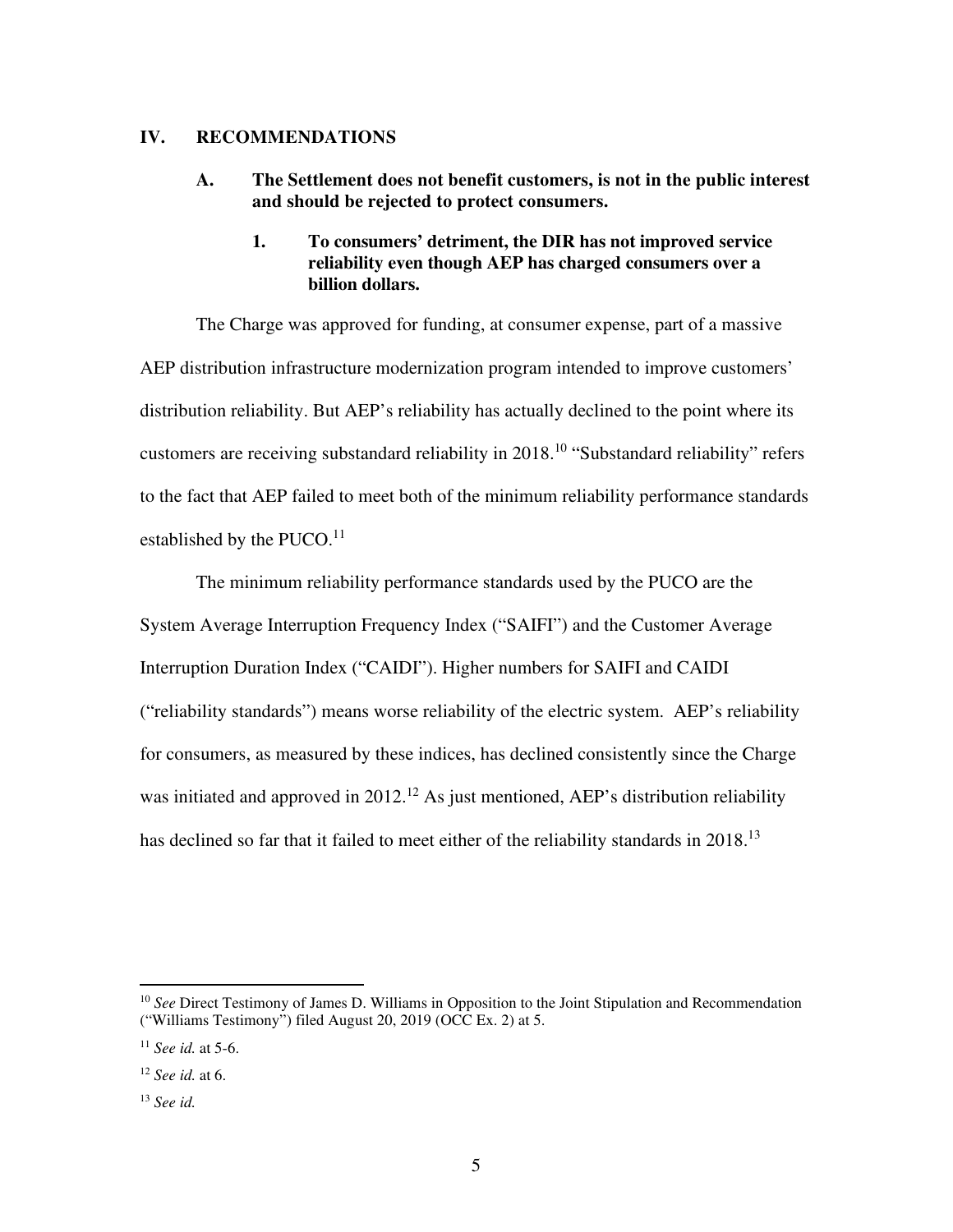## IV. RECOMMENDATIONS

### A. The Settlement does not benefit customers, is not in the public interest and should be rejected to protect consumers.

#### 1. To consumers' detriment, the DIR has not improved service reliability even though AEP has charged consumers over a billion dollars.

The Charge was approved for funding, at consumer expense, part of a massive AEP distribution infrastructure modernization program intended to improve customers' distribution reliability. But AEP's reliability has actually declined to the point where its customers are receiving substandard reliability in 2018.[10] "Substandard reliability" refers to the fact that AEP failed to meet both of the minimum reliability performance standards established by the PUCO.[11]

The minimum reliability performance standards used by the PUCO are the System Average Interruption Frequency Index ("SAIFI") and the Customer Average Interruption Duration Index ("CAIDI"). Higher numbers for SAIFI and CAIDI ("reliability standards") means worse reliability of the electric system. AEP's reliability for consumers, as measured by these indices, has declined consistently since the Charge was initiated and approved in 2012.[12] As just mentioned, AEP's distribution reliability has declined so far that it failed to meet either of the reliability standards in 2018.[13]

---

[10] *See* Direct Testimony of James D. Williams in Opposition to the Joint Stipulation and Recommendation ("Williams Testimony") filed August 20, 2019 (OCC Ex. 2) at 5.

[11] *See id.* at 5-6.

[12] *See id.* at 6.

[13] *See id.*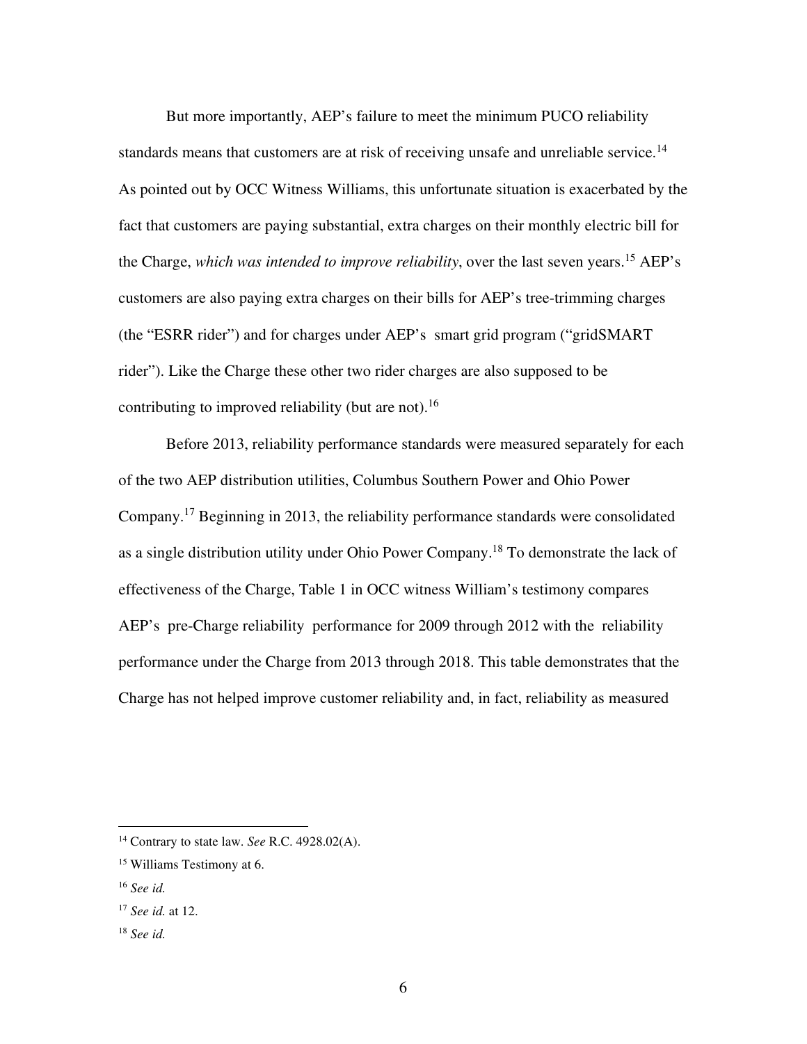But more importantly, AEP's failure to meet the minimum PUCO reliability standards means that customers are at risk of receiving unsafe and unreliable service.[14] As pointed out by OCC Witness Williams, this unfortunate situation is exacerbated by the fact that customers are paying substantial, extra charges on their monthly electric bill for the Charge, *which was intended to improve reliability*, over the last seven years.[15] AEP's customers are also paying extra charges on their bills for AEP's tree-trimming charges (the "ESRR rider") and for charges under AEP's smart grid program ("gridSMART rider"). Like the Charge these other two rider charges are also supposed to be contributing to improved reliability (but are not).[16]

Before 2013, reliability performance standards were measured separately for each of the two AEP distribution utilities, Columbus Southern Power and Ohio Power Company.[17] Beginning in 2013, the reliability performance standards were consolidated as a single distribution utility under Ohio Power Company.[18] To demonstrate the lack of effectiveness of the Charge, Table 1 in OCC witness William's testimony compares AEP's pre-Charge reliability performance for 2009 through 2012 with the reliability performance under the Charge from 2013 through 2018. This table demonstrates that the Charge has not helped improve customer reliability and, in fact, reliability as measured

---

[14] Contrary to state law. *See* R.C. 4928.02(A).

[15] Williams Testimony at 6.

[16] *See id.*

[17] *See id.* at 12.

[18] *See id.*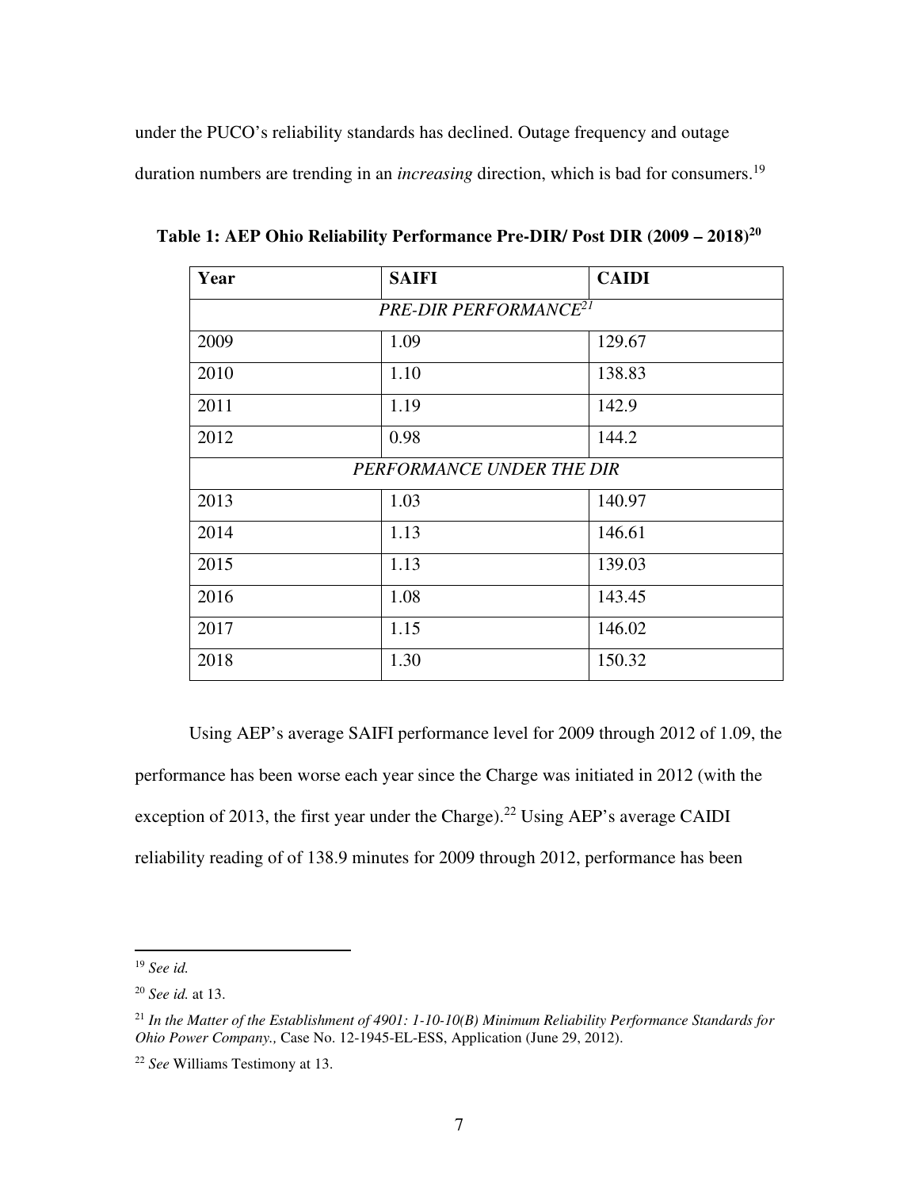under the PUCO's reliability standards has declined. Outage frequency and outage duration numbers are trending in an *increasing* direction, which is bad for consumers.[19]

**Table 1: AEP Ohio Reliability Performance Pre-DIR/ Post DIR (2009 – 2018)[20]**

| Year | SAIFI | CAIDI |
|---|---|---|
| *PRE-DIR PERFORMANCE[21]* | | |
| 2009 | 1.09 | 129.67 |
| 2010 | 1.10 | 138.83 |
| 2011 | 1.19 | 142.9 |
| 2012 | 0.98 | 144.2 |
| *PERFORMANCE UNDER THE DIR* | | |
| 2013 | 1.03 | 140.97 |
| 2014 | 1.13 | 146.61 |
| 2015 | 1.13 | 139.03 |
| 2016 | 1.08 | 143.45 |
| 2017 | 1.15 | 146.02 |
| 2018 | 1.30 | 150.32 |

Using AEP's average SAIFI performance level for 2009 through 2012 of 1.09, the performance has been worse each year since the Charge was initiated in 2012 (with the exception of 2013, the first year under the Charge).[22] Using AEP's average CAIDI reliability reading of of 138.9 minutes for 2009 through 2012, performance has been

---

[19] *See id.*

[20] *See id.* at 13.

[21] *In the Matter of the Establishment of 4901: 1-10-10(B) Minimum Reliability Performance Standards for Ohio Power Company.,* Case No. 12-1945-EL-ESS, Application (June 29, 2012).

[22] *See* Williams Testimony at 13.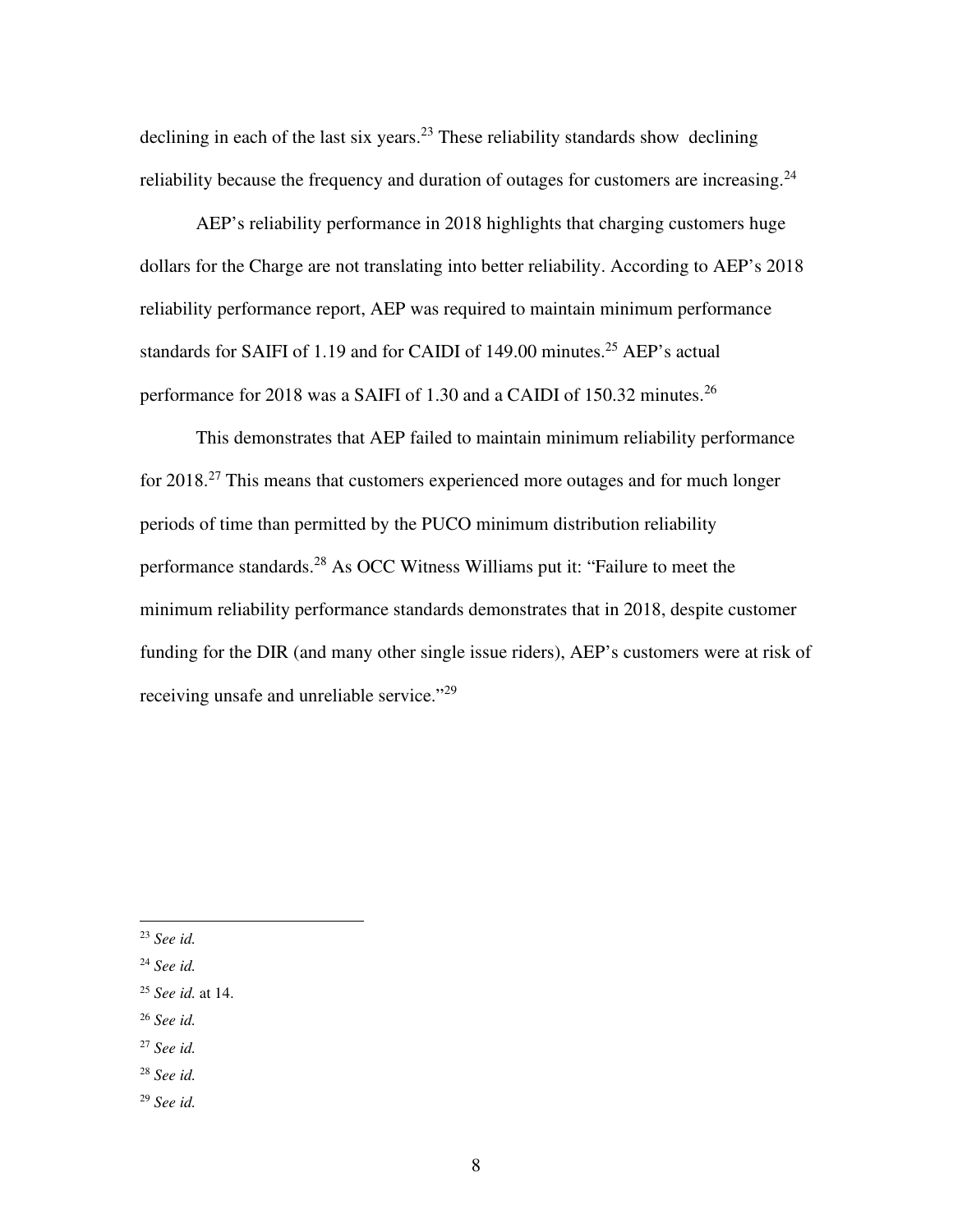declining in each of the last six years.[23] These reliability standards show declining reliability because the frequency and duration of outages for customers are increasing.[24]

AEP's reliability performance in 2018 highlights that charging customers huge dollars for the Charge are not translating into better reliability. According to AEP's 2018 reliability performance report, AEP was required to maintain minimum performance standards for SAIFI of 1.19 and for CAIDI of 149.00 minutes.[25] AEP's actual performance for 2018 was a SAIFI of 1.30 and a CAIDI of 150.32 minutes.[26]

This demonstrates that AEP failed to maintain minimum reliability performance for 2018.[27] This means that customers experienced more outages and for much longer periods of time than permitted by the PUCO minimum distribution reliability performance standards.[28] As OCC Witness Williams put it: "Failure to meet the minimum reliability performance standards demonstrates that in 2018, despite customer funding for the DIR (and many other single issue riders), AEP's customers were at risk of receiving unsafe and unreliable service."[29]

---

[23] *See id.*

[24] *See id.*

[25] *See id.* at 14.

[26] *See id.*

[27] *See id.*

[28] *See id.*

[29] *See id.*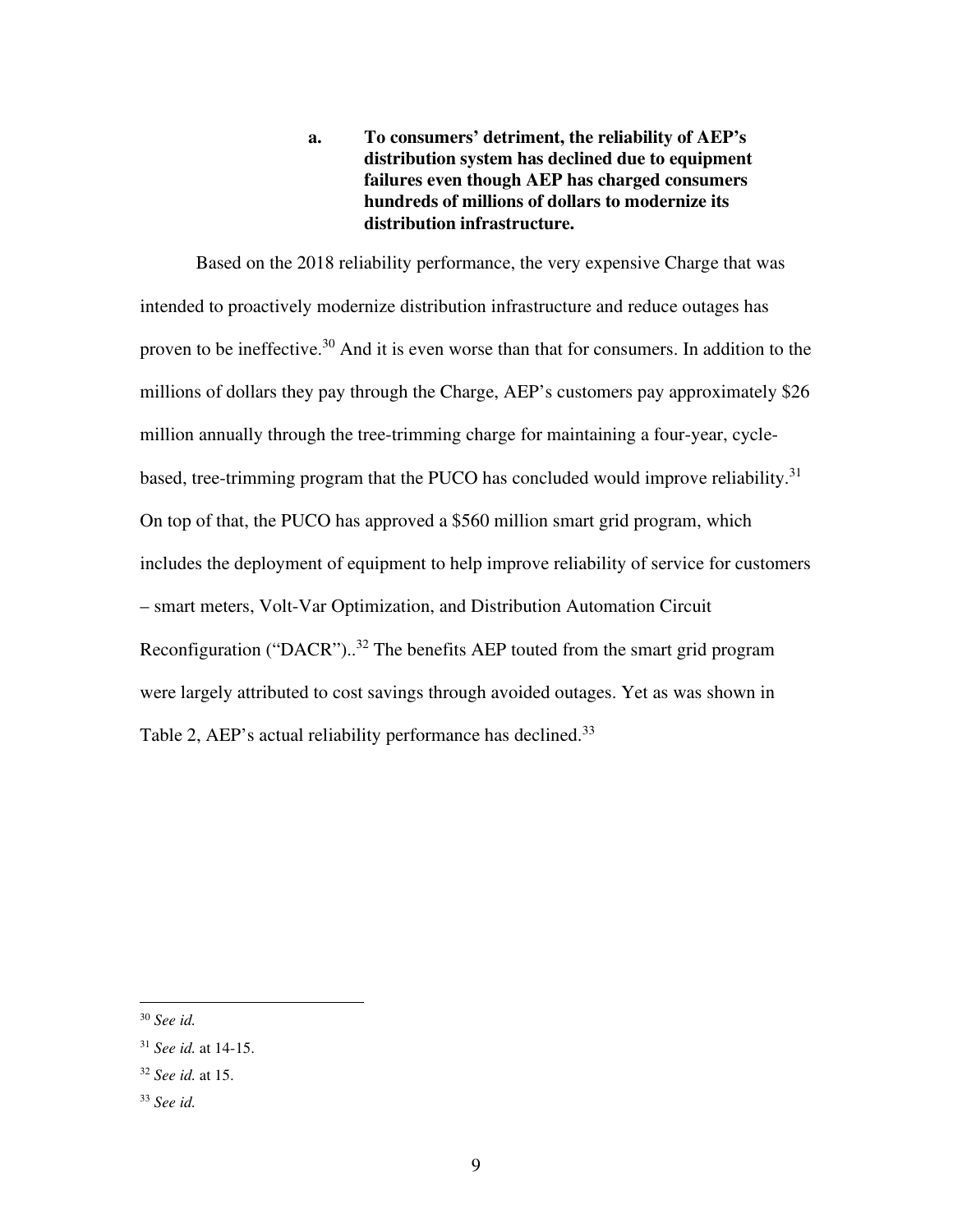**a. To consumers' detriment, the reliability of AEP's distribution system has declined due to equipment failures even though AEP has charged consumers hundreds of millions of dollars to modernize its distribution infrastructure.**

Based on the 2018 reliability performance, the very expensive Charge that was intended to proactively modernize distribution infrastructure and reduce outages has proven to be ineffective.[30] And it is even worse than that for consumers. In addition to the millions of dollars they pay through the Charge, AEP's customers pay approximately $26 million annually through the tree-trimming charge for maintaining a four-year, cycle-based, tree-trimming program that the PUCO has concluded would improve reliability.[31] On top of that, the PUCO has approved a $560 million smart grid program, which includes the deployment of equipment to help improve reliability of service for customers – smart meters, Volt-Var Optimization, and Distribution Automation Circuit Reconfiguration ("DACR")..[32] The benefits AEP touted from the smart grid program were largely attributed to cost savings through avoided outages. Yet as was shown in Table 2, AEP's actual reliability performance has declined.[33]

---

[30] *See id.*

[31] *See id.* at 14-15.

[32] *See id.* at 15.

[33] *See id.*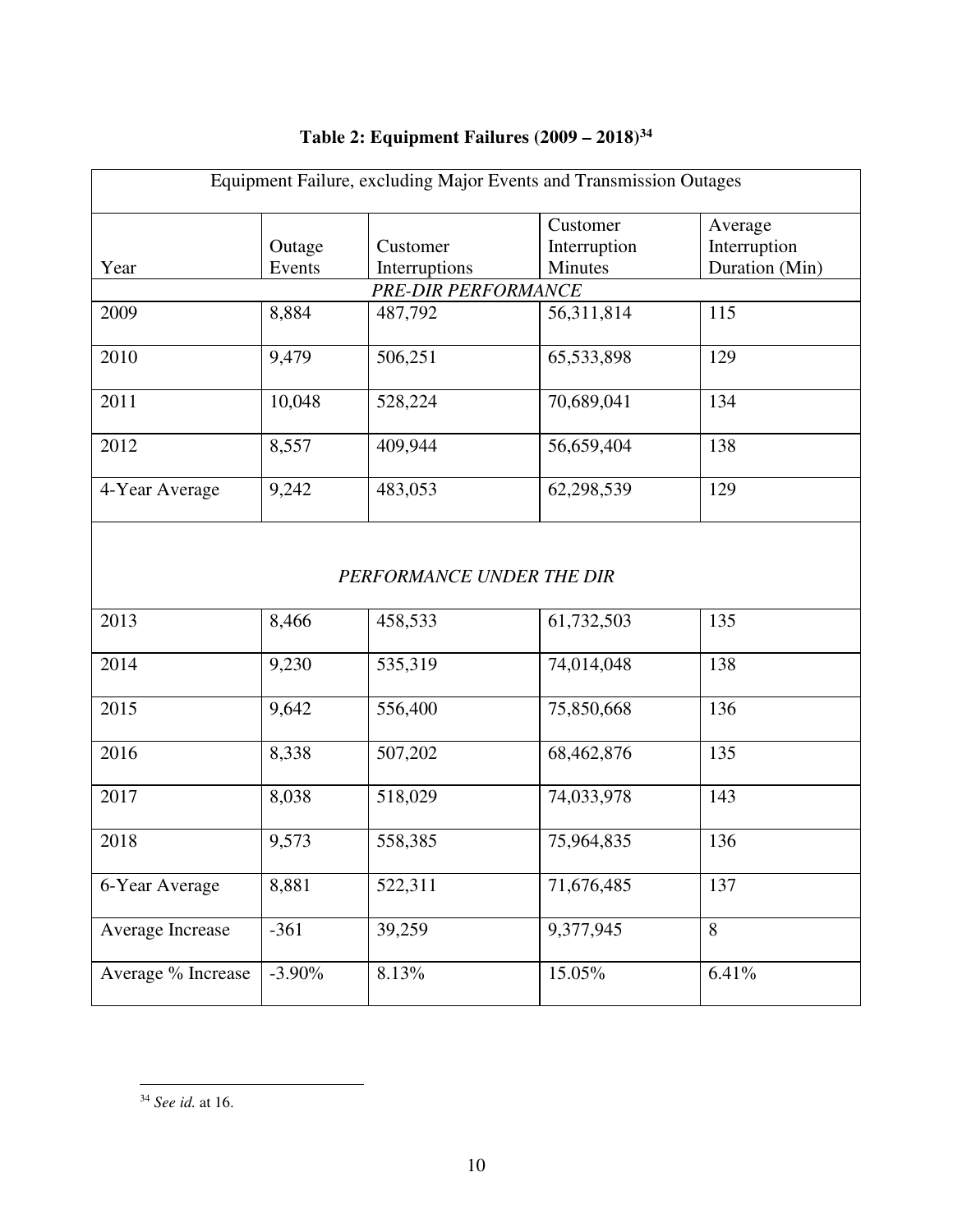**Table 2: Equipment Failures (2009 – 2018)[34]**

| Equipment Failure, excluding Major Events and Transmission Outages | | | | |
|---|---|---|---|---|
| Year | Outage Events | Customer Interruptions | Customer Interruption Minutes | Average Interruption Duration (Min) |
| *PRE-DIR PERFORMANCE* | | | | |
| 2009 | 8,884 | 487,792 | 56,311,814 | 115 |
| 2010 | 9,479 | 506,251 | 65,533,898 | 129 |
| 2011 | 10,048 | 528,224 | 70,689,041 | 134 |
| 2012 | 8,557 | 409,944 | 56,659,404 | 138 |
| 4-Year Average | 9,242 | 483,053 | 62,298,539 | 129 |
| *PERFORMANCE UNDER THE DIR* | | | | |
| 2013 | 8,466 | 458,533 | 61,732,503 | 135 |
| 2014 | 9,230 | 535,319 | 74,014,048 | 138 |
| 2015 | 9,642 | 556,400 | 75,850,668 | 136 |
| 2016 | 8,338 | 507,202 | 68,462,876 | 135 |
| 2017 | 8,038 | 518,029 | 74,033,978 | 143 |
| 2018 | 9,573 | 558,385 | 75,964,835 | 136 |
| 6-Year Average | 8,881 | 522,311 | 71,676,485 | 137 |
| Average Increase | -361 | 39,259 | 9,377,945 | 8 |
| Average % Increase | -3.90% | 8.13% | 15.05% | 6.41% |

---

[34] *See id.* at 16.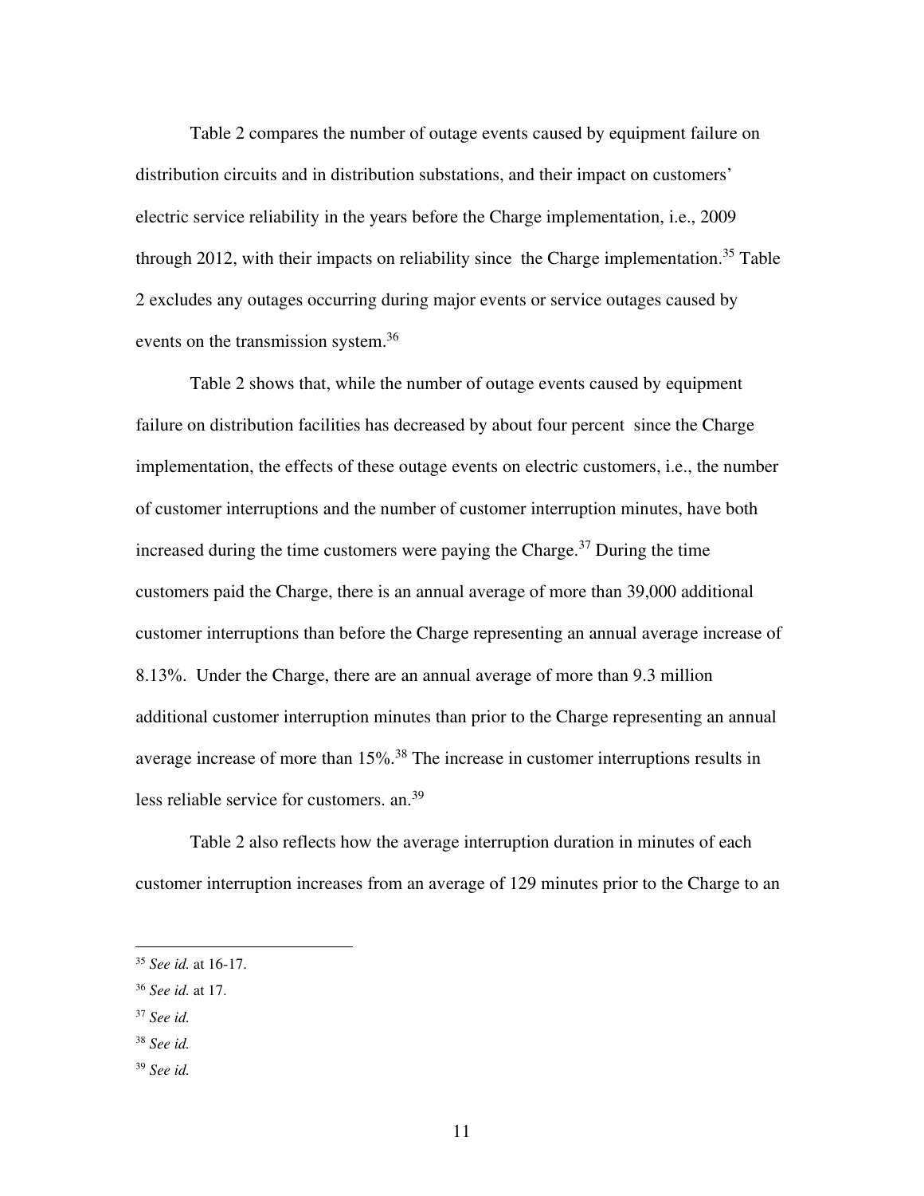Table 2 compares the number of outage events caused by equipment failure on distribution circuits and in distribution substations, and their impact on customers' electric service reliability in the years before the Charge implementation, i.e., 2009 through 2012, with their impacts on reliability since the Charge implementation.[35] Table 2 excludes any outages occurring during major events or service outages caused by events on the transmission system.[36]

Table 2 shows that, while the number of outage events caused by equipment failure on distribution facilities has decreased by about four percent since the Charge implementation, the effects of these outage events on electric customers, i.e., the number of customer interruptions and the number of customer interruption minutes, have both increased during the time customers were paying the Charge.[37] During the time customers paid the Charge, there is an annual average of more than 39,000 additional customer interruptions than before the Charge representing an annual average increase of 8.13%. Under the Charge, there are an annual average of more than 9.3 million additional customer interruption minutes than prior to the Charge representing an annual average increase of more than 15%.[38] The increase in customer interruptions results in less reliable service for customers. an.[39]

Table 2 also reflects how the average interruption duration in minutes of each customer interruption increases from an average of 129 minutes prior to the Charge to an

---

[35] *See id.* at 16-17.

[36] *See id.* at 17.

[37] *See id.*

[38] *See id.*

[39] *See id.*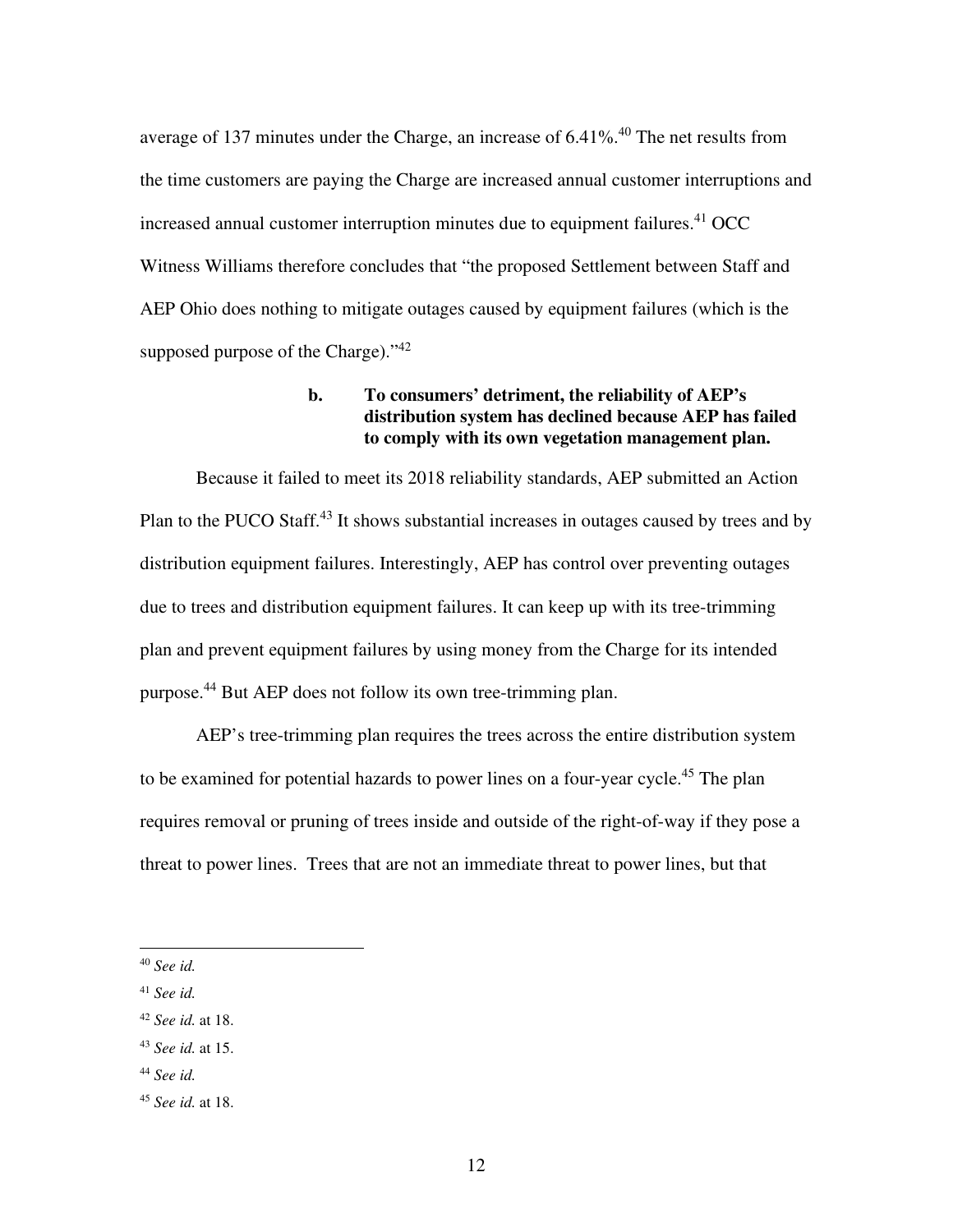average of 137 minutes under the Charge, an increase of 6.41%.[40] The net results from the time customers are paying the Charge are increased annual customer interruptions and increased annual customer interruption minutes due to equipment failures.[41] OCC Witness Williams therefore concludes that "the proposed Settlement between Staff and AEP Ohio does nothing to mitigate outages caused by equipment failures (which is the supposed purpose of the Charge)."[42]

**b. To consumers' detriment, the reliability of AEP's distribution system has declined because AEP has failed to comply with its own vegetation management plan.**

Because it failed to meet its 2018 reliability standards, AEP submitted an Action Plan to the PUCO Staff.[43] It shows substantial increases in outages caused by trees and by distribution equipment failures. Interestingly, AEP has control over preventing outages due to trees and distribution equipment failures. It can keep up with its tree-trimming plan and prevent equipment failures by using money from the Charge for its intended purpose.[44] But AEP does not follow its own tree-trimming plan.

AEP's tree-trimming plan requires the trees across the entire distribution system to be examined for potential hazards to power lines on a four-year cycle.[45] The plan requires removal or pruning of trees inside and outside of the right-of-way if they pose a threat to power lines. Trees that are not an immediate threat to power lines, but that

---

[40] *See id.*

[41] *See id.*

[42] *See id.* at 18.

[43] *See id.* at 15.

[44] *See id.*

[45] *See id.* at 18.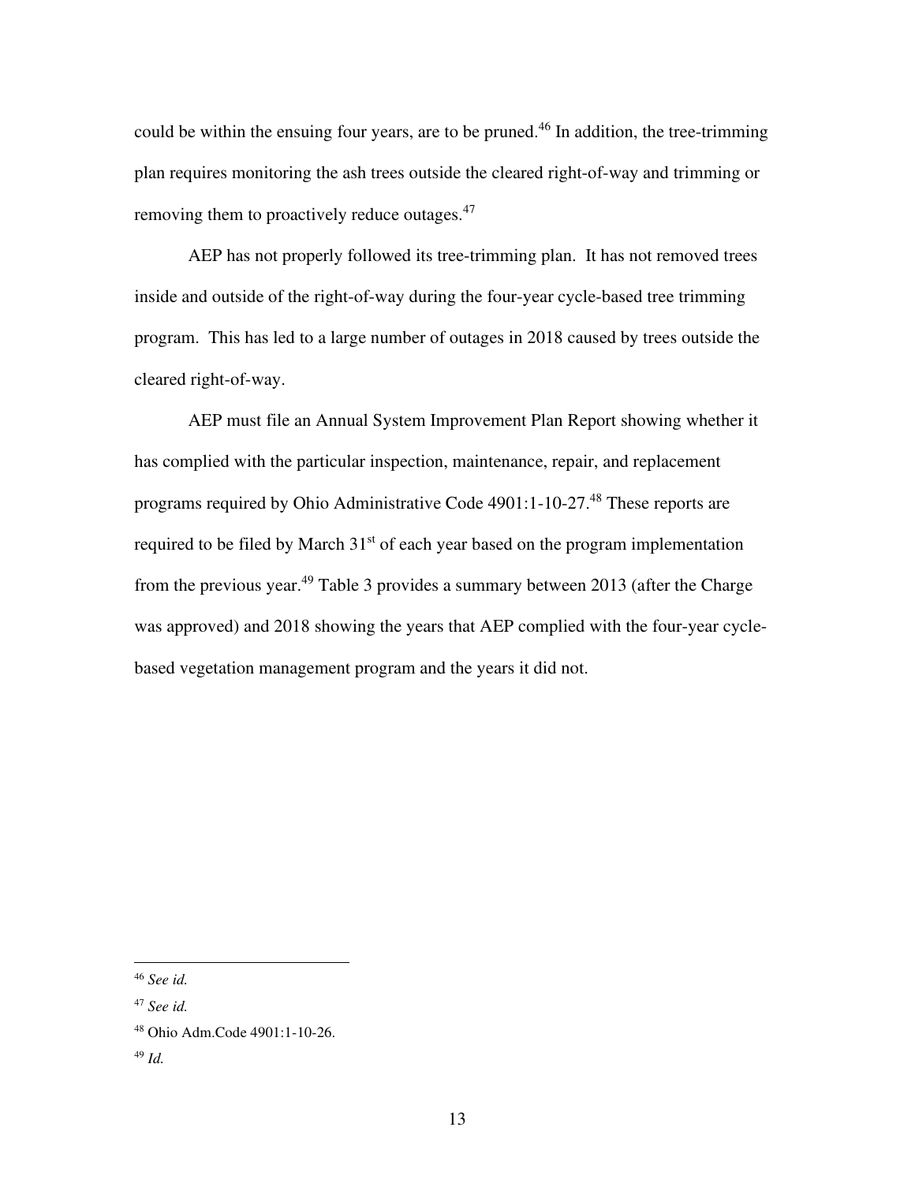could be within the ensuing four years, are to be pruned.[46] In addition, the tree-trimming plan requires monitoring the ash trees outside the cleared right-of-way and trimming or removing them to proactively reduce outages.[47]

AEP has not properly followed its tree-trimming plan. It has not removed trees inside and outside of the right-of-way during the four-year cycle-based tree trimming program. This has led to a large number of outages in 2018 caused by trees outside the cleared right-of-way.

AEP must file an Annual System Improvement Plan Report showing whether it has complied with the particular inspection, maintenance, repair, and replacement programs required by Ohio Administrative Code 4901:1-10-27.[48] These reports are required to be filed by March 31st of each year based on the program implementation from the previous year.[49] Table 3 provides a summary between 2013 (after the Charge was approved) and 2018 showing the years that AEP complied with the four-year cycle-based vegetation management program and the years it did not.

---

[46] *See id.*

[47] *See id.*

[48] Ohio Adm.Code 4901:1-10-26.

[49] *Id.*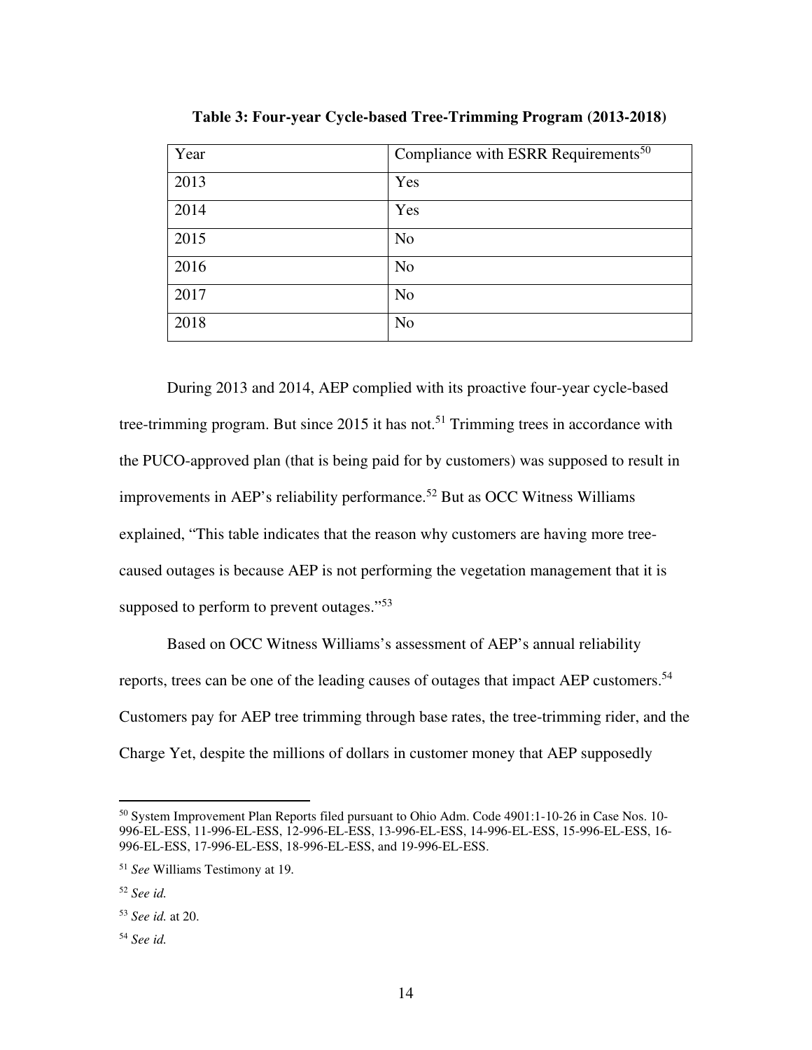**Table 3: Four-year Cycle-based Tree-Trimming Program (2013-2018)**

| Year | Compliance with ESRR Requirements[50] |
|---|---|
| 2013 | Yes |
| 2014 | Yes |
| 2015 | No |
| 2016 | No |
| 2017 | No |
| 2018 | No |

During 2013 and 2014, AEP complied with its proactive four-year cycle-based tree-trimming program. But since 2015 it has not.[51] Trimming trees in accordance with the PUCO-approved plan (that is being paid for by customers) was supposed to result in improvements in AEP's reliability performance.[52] But as OCC Witness Williams explained, "This table indicates that the reason why customers are having more tree-caused outages is because AEP is not performing the vegetation management that it is supposed to perform to prevent outages."[53]

Based on OCC Witness Williams's assessment of AEP's annual reliability reports, trees can be one of the leading causes of outages that impact AEP customers.[54] Customers pay for AEP tree trimming through base rates, the tree-trimming rider, and the Charge Yet, despite the millions of dollars in customer money that AEP supposedly

---

[50] System Improvement Plan Reports filed pursuant to Ohio Adm. Code 4901:1-10-26 in Case Nos. 10-996-EL-ESS, 11-996-EL-ESS, 12-996-EL-ESS, 13-996-EL-ESS, 14-996-EL-ESS, 15-996-EL-ESS, 16-996-EL-ESS, 17-996-EL-ESS, 18-996-EL-ESS, and 19-996-EL-ESS.

[51] *See* Williams Testimony at 19.

[52] *See id.*

[53] *See id.* at 20.

[54] *See id.*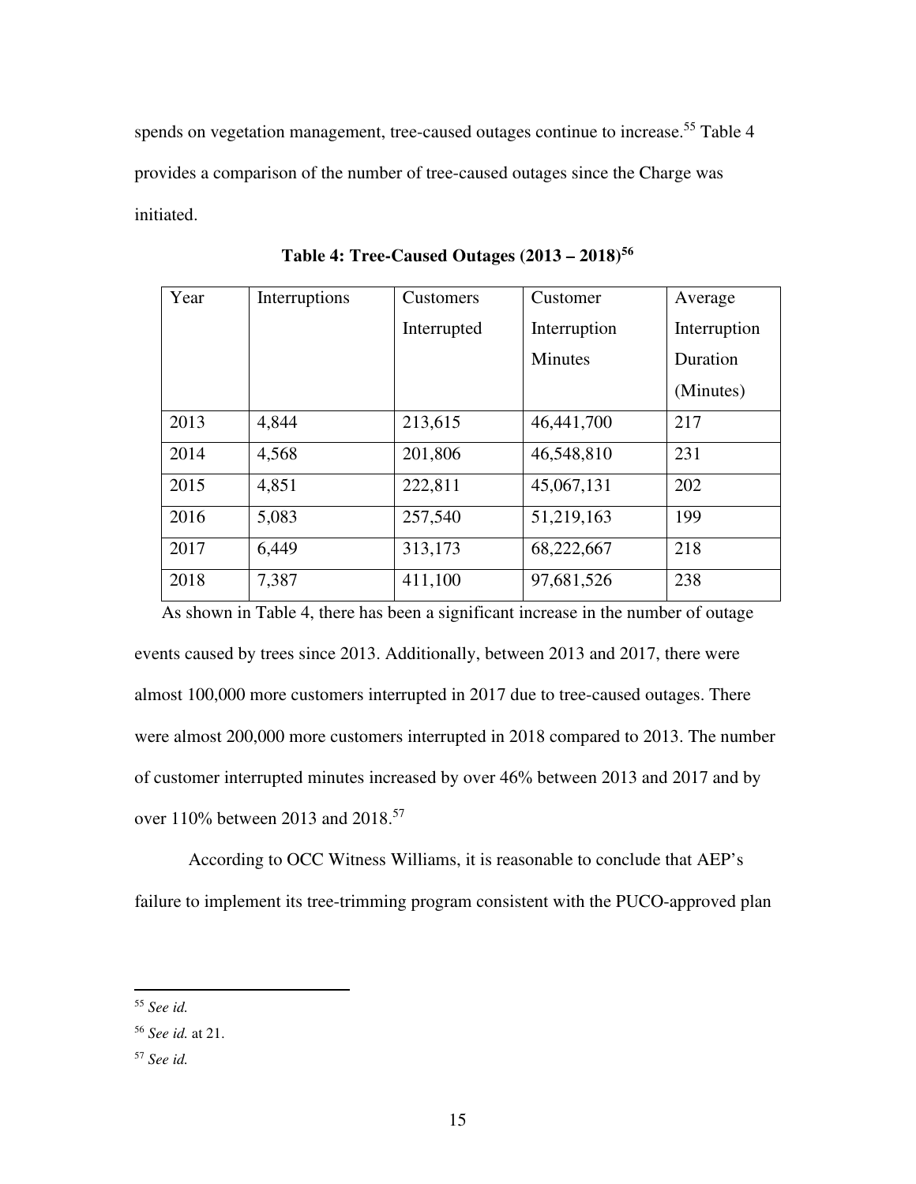spends on vegetation management, tree-caused outages continue to increase.[55] Table 4 provides a comparison of the number of tree-caused outages since the Charge was initiated.

**Table 4: Tree-Caused Outages (2013 – 2018)[56]**

| Year | Interruptions | Customers Interrupted | Customer Interruption Minutes | Average Interruption Duration (Minutes) |
|---|---|---|---|---|
| 2013 | 4,844 | 213,615 | 46,441,700 | 217 |
| 2014 | 4,568 | 201,806 | 46,548,810 | 231 |
| 2015 | 4,851 | 222,811 | 45,067,131 | 202 |
| 2016 | 5,083 | 257,540 | 51,219,163 | 199 |
| 2017 | 6,449 | 313,173 | 68,222,667 | 218 |
| 2018 | 7,387 | 411,100 | 97,681,526 | 238 |

As shown in Table 4, there has been a significant increase in the number of outage events caused by trees since 2013. Additionally, between 2013 and 2017, there were almost 100,000 more customers interrupted in 2017 due to tree-caused outages. There were almost 200,000 more customers interrupted in 2018 compared to 2013. The number of customer interrupted minutes increased by over 46% between 2013 and 2017 and by over 110% between 2013 and 2018.[57]

According to OCC Witness Williams, it is reasonable to conclude that AEP's failure to implement its tree-trimming program consistent with the PUCO-approved plan

---

[55] *See id.*

[56] *See id.* at 21.

[57] *See id.*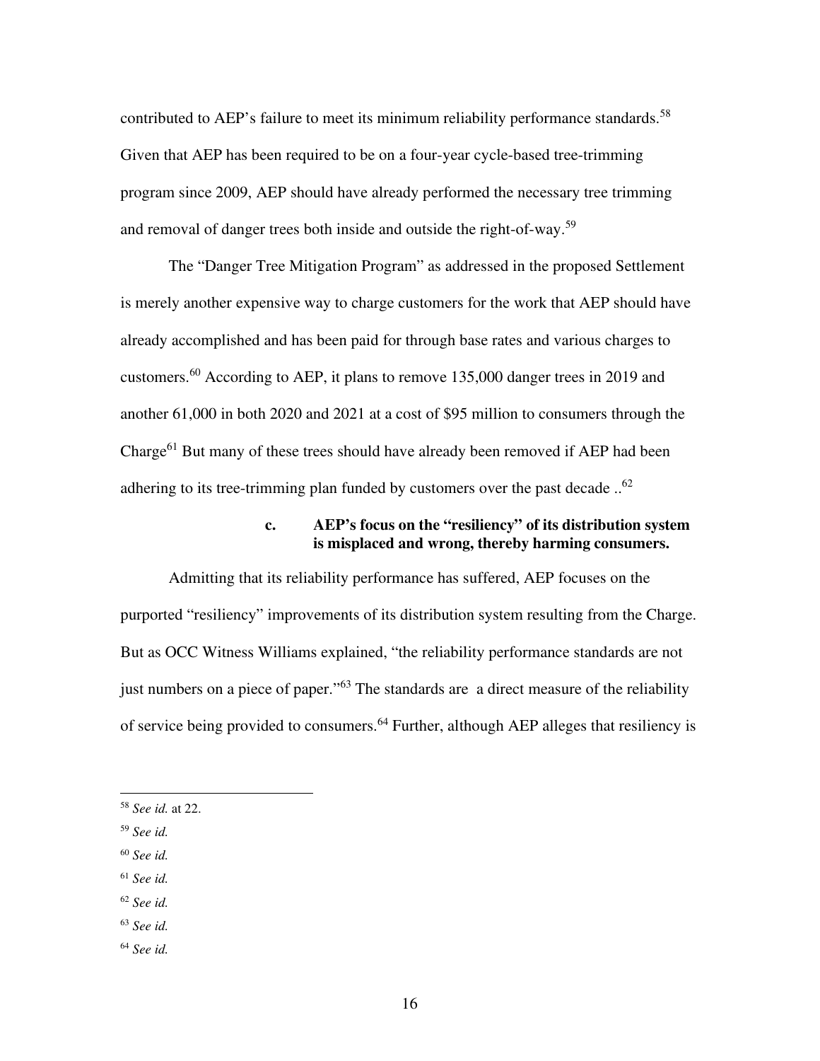contributed to AEP's failure to meet its minimum reliability performance standards.[58] Given that AEP has been required to be on a four-year cycle-based tree-trimming program since 2009, AEP should have already performed the necessary tree trimming and removal of danger trees both inside and outside the right-of-way.[59]

The "Danger Tree Mitigation Program" as addressed in the proposed Settlement is merely another expensive way to charge customers for the work that AEP should have already accomplished and has been paid for through base rates and various charges to customers.[60] According to AEP, it plans to remove 135,000 danger trees in 2019 and another 61,000 in both 2020 and 2021 at a cost of $95 million to consumers through the Charge[61] But many of these trees should have already been removed if AEP had been adhering to its tree-trimming plan funded by customers over the past decade ..[62]

**c. AEP's focus on the "resiliency" of its distribution system is misplaced and wrong, thereby harming consumers.**

Admitting that its reliability performance has suffered, AEP focuses on the purported "resiliency" improvements of its distribution system resulting from the Charge. But as OCC Witness Williams explained, "the reliability performance standards are not just numbers on a piece of paper."[63] The standards are  a direct measure of the reliability of service being provided to consumers.[64] Further, although AEP alleges that resiliency is

---

[58] *See id.* at 22.

[59] *See id.*

[60] *See id.*

[61] *See id.*

[62] *See id.*

[63] *See id.*

[64] *See id.*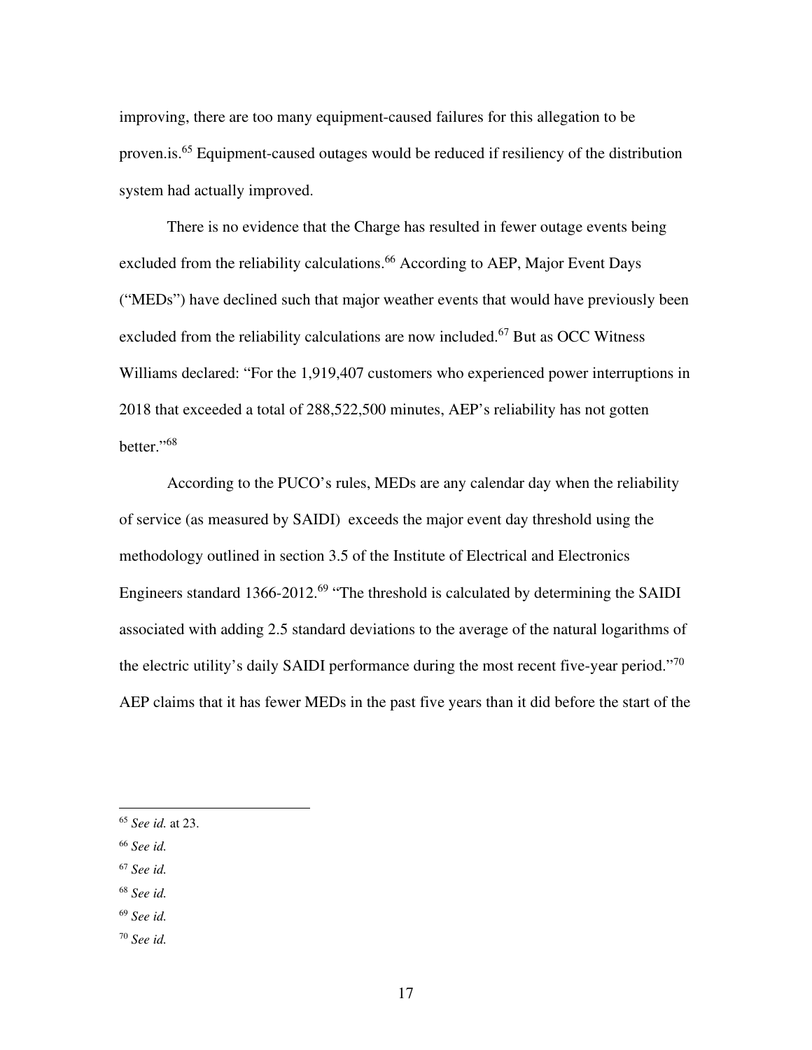improving, there are too many equipment-caused failures for this allegation to be proven.is.[65] Equipment-caused outages would be reduced if resiliency of the distribution system had actually improved.

There is no evidence that the Charge has resulted in fewer outage events being excluded from the reliability calculations.[66] According to AEP, Major Event Days ("MEDs") have declined such that major weather events that would have previously been excluded from the reliability calculations are now included.[67] But as OCC Witness Williams declared: "For the 1,919,407 customers who experienced power interruptions in 2018 that exceeded a total of 288,522,500 minutes, AEP's reliability has not gotten better."[68]

According to the PUCO's rules, MEDs are any calendar day when the reliability of service (as measured by SAIDI) exceeds the major event day threshold using the methodology outlined in section 3.5 of the Institute of Electrical and Electronics Engineers standard 1366-2012.[69] "The threshold is calculated by determining the SAIDI associated with adding 2.5 standard deviations to the average of the natural logarithms of the electric utility's daily SAIDI performance during the most recent five-year period."[70] AEP claims that it has fewer MEDs in the past five years than it did before the start of the

---

[65] *See id.* at 23.

[66] *See id.*

[67] *See id.*

[68] *See id.*

[69] *See id.*

[70] *See id.*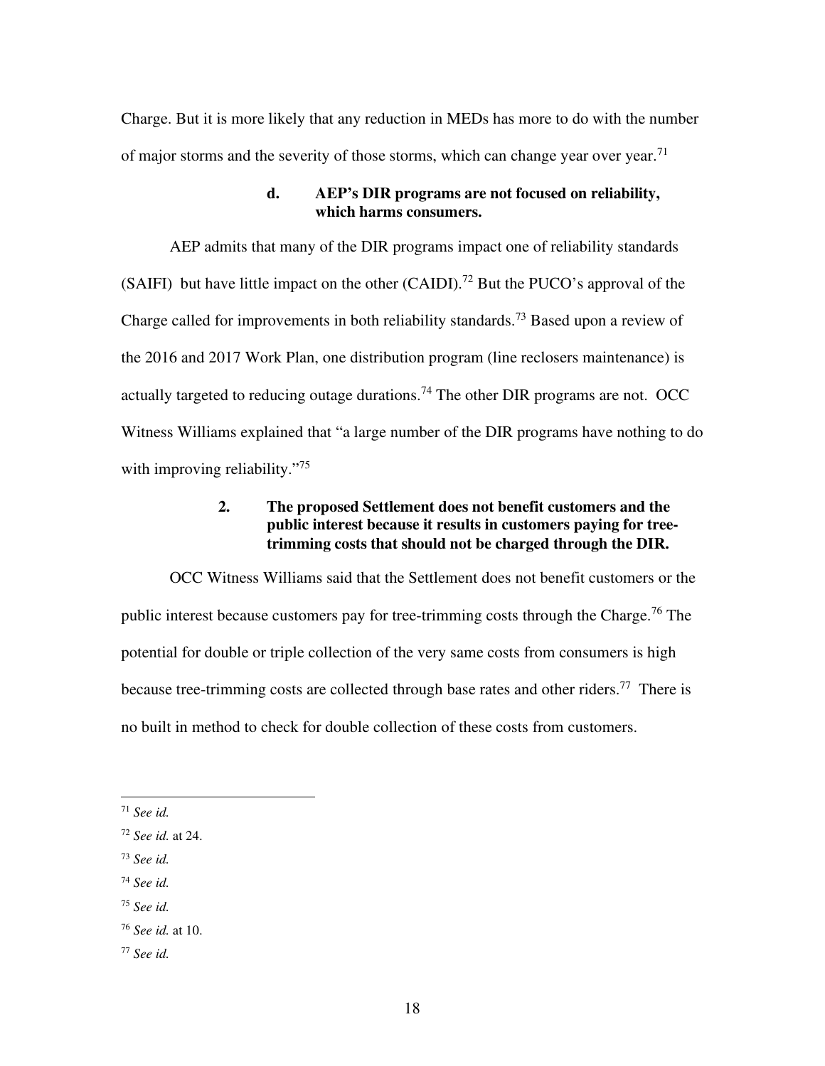Charge. But it is more likely that any reduction in MEDs has more to do with the number of major storms and the severity of those storms, which can change year over year.[71]

#### d. AEP's DIR programs are not focused on reliability, which harms consumers.

AEP admits that many of the DIR programs impact one of reliability standards (SAIFI) but have little impact on the other (CAIDI).[72] But the PUCO's approval of the Charge called for improvements in both reliability standards.[73] Based upon a review of the 2016 and 2017 Work Plan, one distribution program (line reclosers maintenance) is actually targeted to reducing outage durations.[74] The other DIR programs are not. OCC Witness Williams explained that "a large number of the DIR programs have nothing to do with improving reliability."[75]

### 2. The proposed Settlement does not benefit customers and the public interest because it results in customers paying for tree-trimming costs that should not be charged through the DIR.

OCC Witness Williams said that the Settlement does not benefit customers or the public interest because customers pay for tree-trimming costs through the Charge.[76] The potential for double or triple collection of the very same costs from consumers is high because tree-trimming costs are collected through base rates and other riders.[77] There is no built in method to check for double collection of these costs from customers.

---

[71] *See id.*

[72] *See id.* at 24.

[73] *See id.*

[74] *See id.*

[75] *See id.*

[76] *See id.* at 10.

[77] *See id.*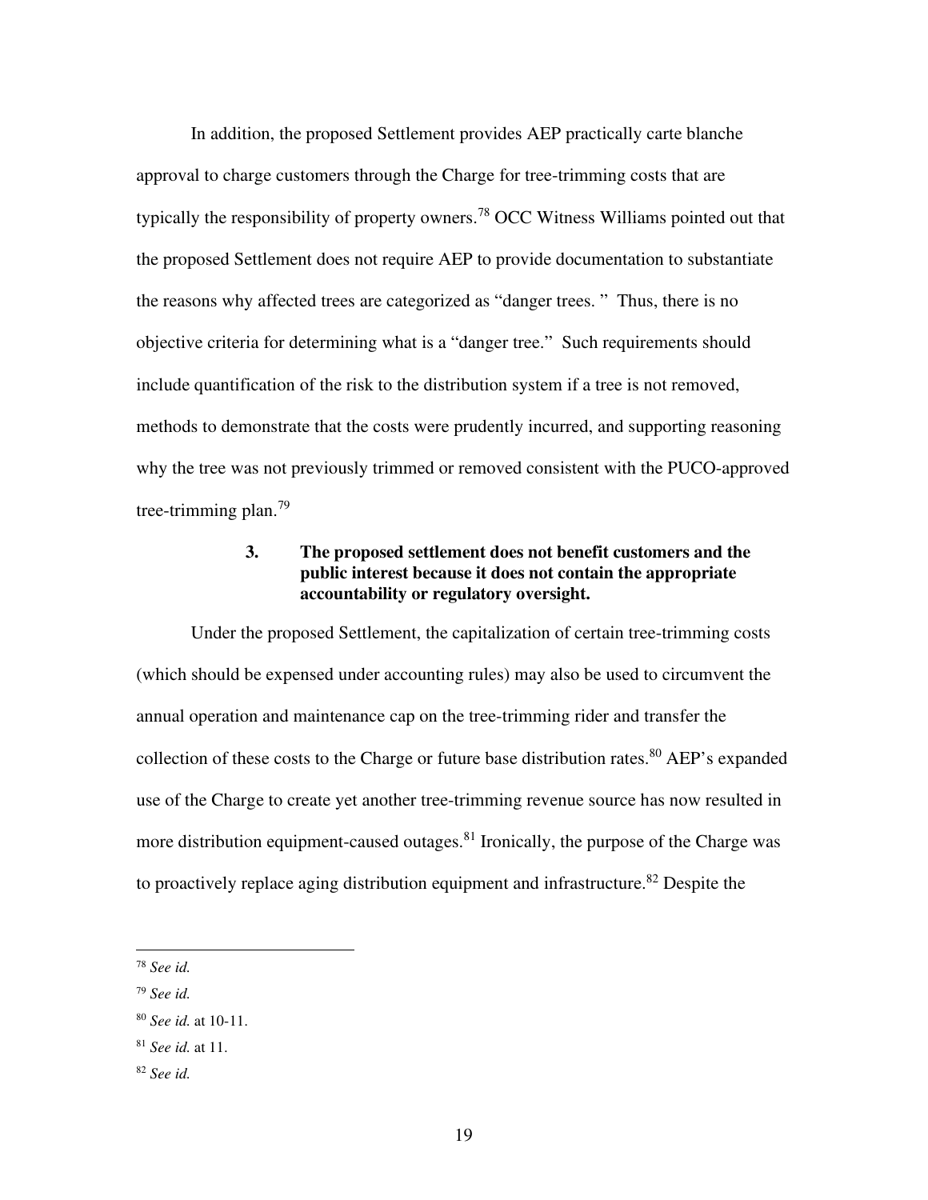In addition, the proposed Settlement provides AEP practically carte blanche approval to charge customers through the Charge for tree-trimming costs that are typically the responsibility of property owners.[78] OCC Witness Williams pointed out that the proposed Settlement does not require AEP to provide documentation to substantiate the reasons why affected trees are categorized as "danger trees. " Thus, there is no objective criteria for determining what is a "danger tree." Such requirements should include quantification of the risk to the distribution system if a tree is not removed, methods to demonstrate that the costs were prudently incurred, and supporting reasoning why the tree was not previously trimmed or removed consistent with the PUCO-approved tree-trimming plan.[79]

#### 3. The proposed settlement does not benefit customers and the public interest because it does not contain the appropriate accountability or regulatory oversight.

Under the proposed Settlement, the capitalization of certain tree-trimming costs (which should be expensed under accounting rules) may also be used to circumvent the annual operation and maintenance cap on the tree-trimming rider and transfer the collection of these costs to the Charge or future base distribution rates.[80] AEP's expanded use of the Charge to create yet another tree-trimming revenue source has now resulted in more distribution equipment-caused outages.[81] Ironically, the purpose of the Charge was to proactively replace aging distribution equipment and infrastructure.[82] Despite the

---

[78] *See id.*

[79] *See id.*

[80] *See id.* at 10-11.

[81] *See id.* at 11.

[82] *See id.*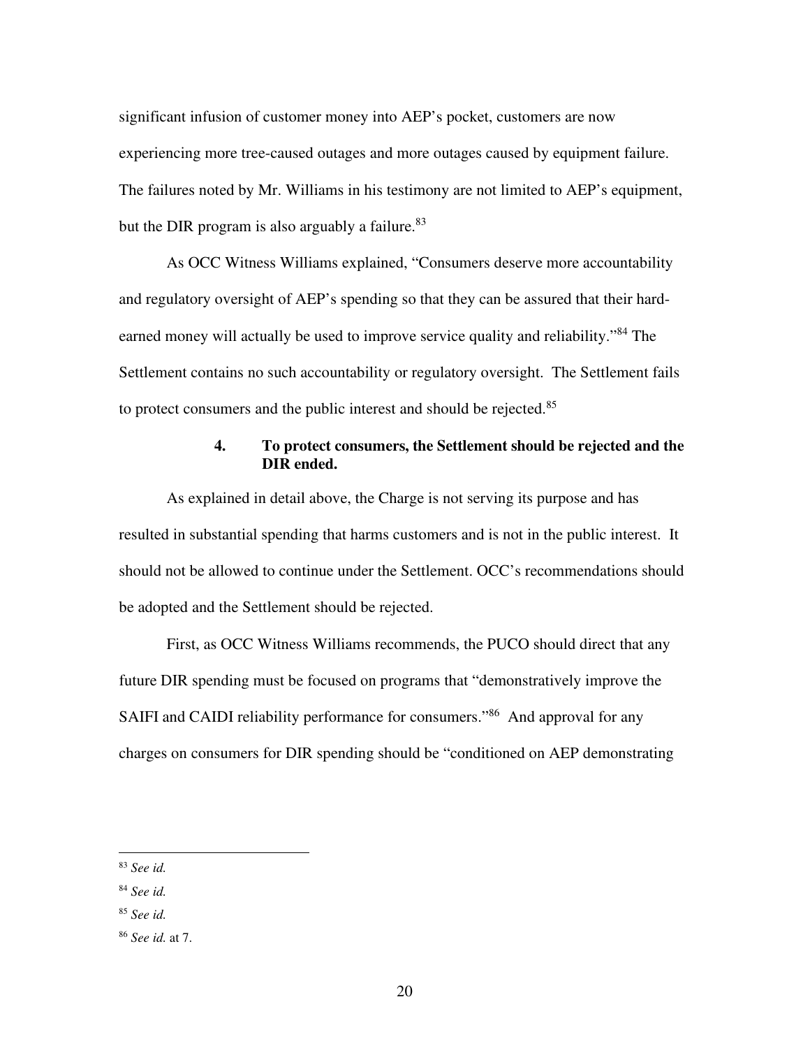significant infusion of customer money into AEP's pocket, customers are now experiencing more tree-caused outages and more outages caused by equipment failure. The failures noted by Mr. Williams in his testimony are not limited to AEP's equipment, but the DIR program is also arguably a failure.[83]

As OCC Witness Williams explained, "Consumers deserve more accountability and regulatory oversight of AEP's spending so that they can be assured that their hard-earned money will actually be used to improve service quality and reliability."[84] The Settlement contains no such accountability or regulatory oversight. The Settlement fails to protect consumers and the public interest and should be rejected.[85]

### 4. To protect consumers, the Settlement should be rejected and the DIR ended.

As explained in detail above, the Charge is not serving its purpose and has resulted in substantial spending that harms customers and is not in the public interest. It should not be allowed to continue under the Settlement. OCC's recommendations should be adopted and the Settlement should be rejected.

First, as OCC Witness Williams recommends, the PUCO should direct that any future DIR spending must be focused on programs that "demonstratively improve the SAIFI and CAIDI reliability performance for consumers."[86] And approval for any charges on consumers for DIR spending should be "conditioned on AEP demonstrating

---

[83] *See id.*

[84] *See id.*

[85] *See id.*

[86] *See id.* at 7.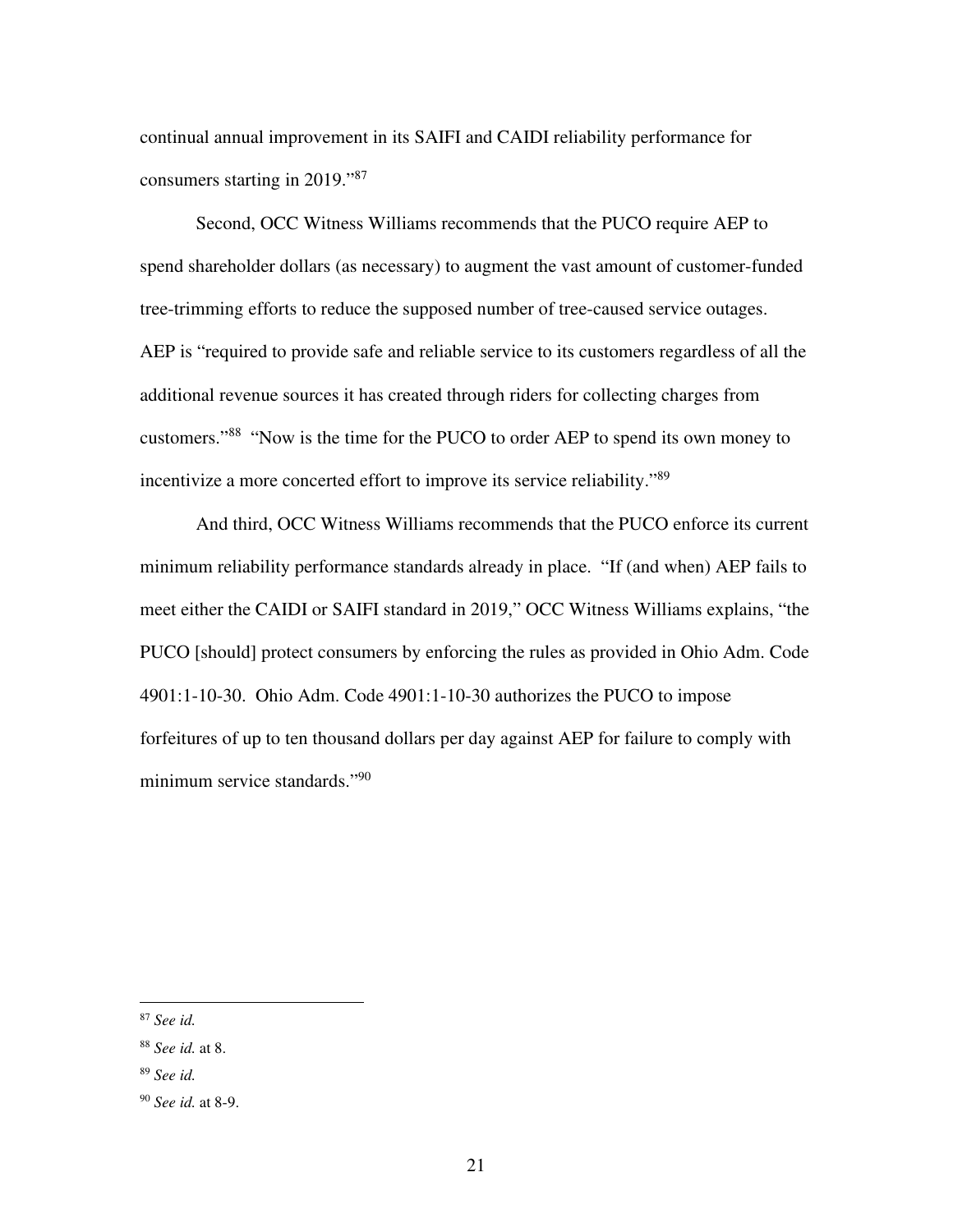continual annual improvement in its SAIFI and CAIDI reliability performance for consumers starting in 2019."[87]

Second, OCC Witness Williams recommends that the PUCO require AEP to spend shareholder dollars (as necessary) to augment the vast amount of customer-funded tree-trimming efforts to reduce the supposed number of tree-caused service outages. AEP is "required to provide safe and reliable service to its customers regardless of all the additional revenue sources it has created through riders for collecting charges from customers."[88] "Now is the time for the PUCO to order AEP to spend its own money to incentivize a more concerted effort to improve its service reliability."[89]

And third, OCC Witness Williams recommends that the PUCO enforce its current minimum reliability performance standards already in place. "If (and when) AEP fails to meet either the CAIDI or SAIFI standard in 2019," OCC Witness Williams explains, "the PUCO [should] protect consumers by enforcing the rules as provided in Ohio Adm. Code 4901:1-10-30. Ohio Adm. Code 4901:1-10-30 authorizes the PUCO to impose forfeitures of up to ten thousand dollars per day against AEP for failure to comply with minimum service standards."[90]

---

[87] *See id.*

[88] *See id.* at 8.

[89] *See id.*

[90] *See id.* at 8-9.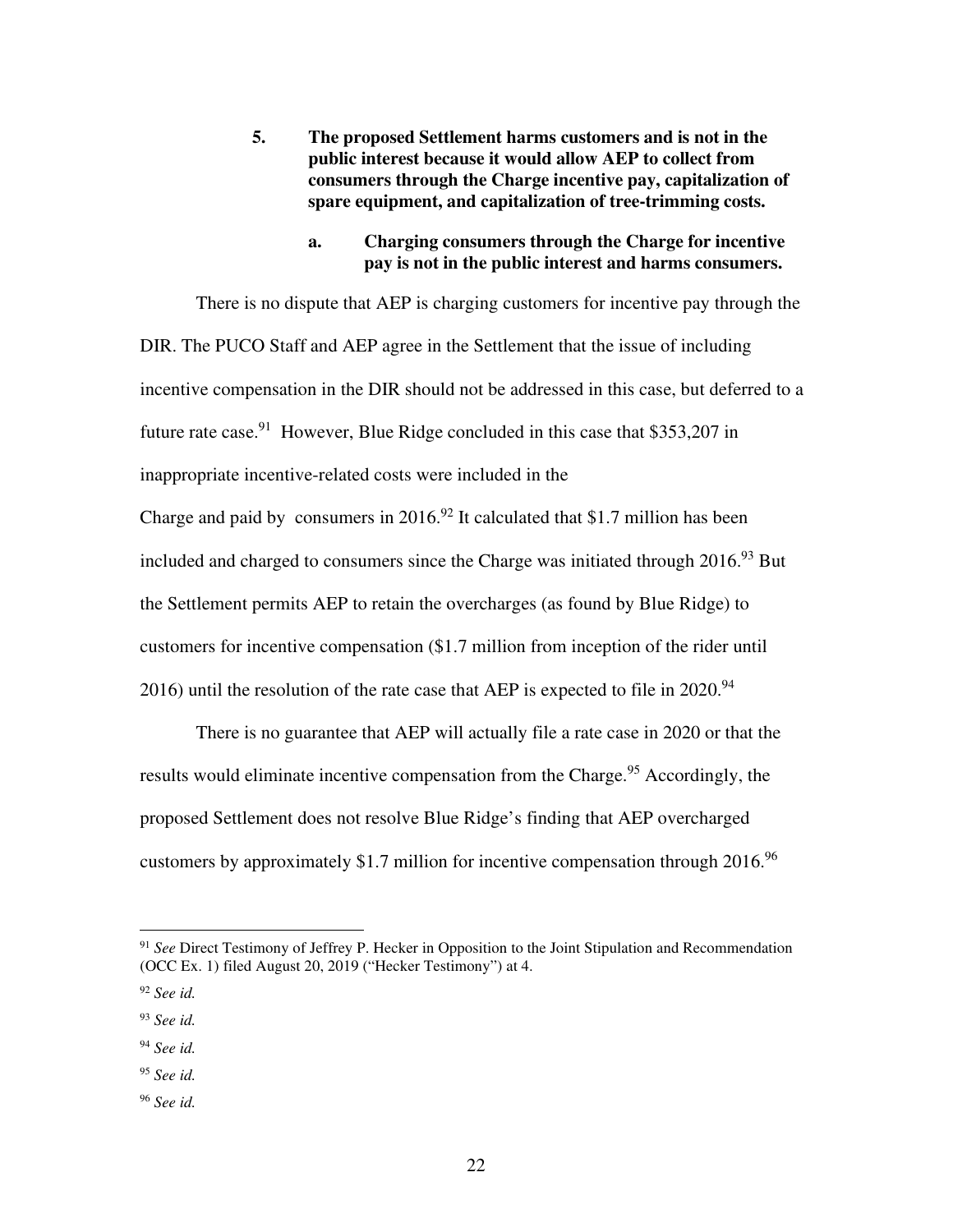**5. The proposed Settlement harms customers and is not in the public interest because it would allow AEP to collect from consumers through the Charge incentive pay, capitalization of spare equipment, and capitalization of tree-trimming costs.**

**a. Charging consumers through the Charge for incentive pay is not in the public interest and harms consumers.**

There is no dispute that AEP is charging customers for incentive pay through the DIR. The PUCO Staff and AEP agree in the Settlement that the issue of including incentive compensation in the DIR should not be addressed in this case, but deferred to a future rate case.[91] However, Blue Ridge concluded in this case that $353,207 in inappropriate incentive-related costs were included in the Charge and paid by consumers in 2016.[92] It calculated that $1.7 million has been included and charged to consumers since the Charge was initiated through 2016.[93] But the Settlement permits AEP to retain the overcharges (as found by Blue Ridge) to customers for incentive compensation ($1.7 million from inception of the rider until 2016) until the resolution of the rate case that AEP is expected to file in 2020.[94]

There is no guarantee that AEP will actually file a rate case in 2020 or that the results would eliminate incentive compensation from the Charge.[95] Accordingly, the proposed Settlement does not resolve Blue Ridge's finding that AEP overcharged customers by approximately $1.7 million for incentive compensation through 2016.[96]

---

[91] *See* Direct Testimony of Jeffrey P. Hecker in Opposition to the Joint Stipulation and Recommendation (OCC Ex. 1) filed August 20, 2019 ("Hecker Testimony") at 4.

[92] *See id.*

[93] *See id.*

[94] *See id.*

[95] *See id.*

[96] *See id.*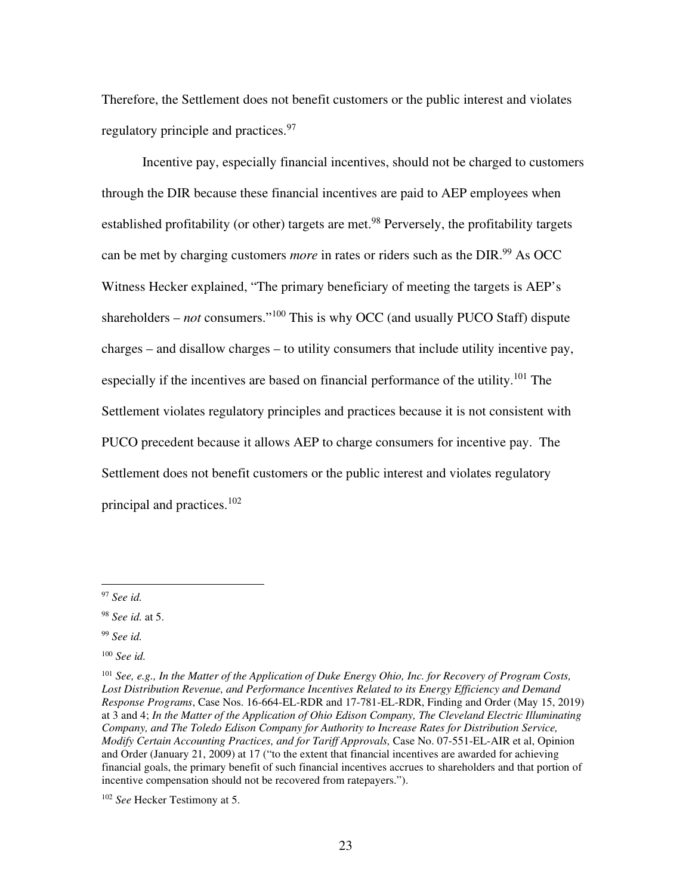Therefore, the Settlement does not benefit customers or the public interest and violates regulatory principle and practices.[97]

Incentive pay, especially financial incentives, should not be charged to customers through the DIR because these financial incentives are paid to AEP employees when established profitability (or other) targets are met.[98] Perversely, the profitability targets can be met by charging customers *more* in rates or riders such as the DIR.[99] As OCC Witness Hecker explained, "The primary beneficiary of meeting the targets is AEP's shareholders – *not* consumers."[100] This is why OCC (and usually PUCO Staff) dispute charges – and disallow charges – to utility consumers that include utility incentive pay, especially if the incentives are based on financial performance of the utility.[101] The Settlement violates regulatory principles and practices because it is not consistent with PUCO precedent because it allows AEP to charge consumers for incentive pay. The Settlement does not benefit customers or the public interest and violates regulatory principal and practices.[102]

---

[97] *See id.*

[98] *See id.* at 5.

[99] *See id.*

[100] *See id.*

[101] *See, e.g., In the Matter of the Application of Duke Energy Ohio, Inc. for Recovery of Program Costs, Lost Distribution Revenue, and Performance Incentives Related to its Energy Efficiency and Demand Response Programs*, Case Nos. 16-664-EL-RDR and 17-781-EL-RDR, Finding and Order (May 15, 2019) at 3 and 4; *In the Matter of the Application of Ohio Edison Company, The Cleveland Electric Illuminating Company, and The Toledo Edison Company for Authority to Increase Rates for Distribution Service, Modify Certain Accounting Practices, and for Tariff Approvals,* Case No. 07-551-EL-AIR et al, Opinion and Order (January 21, 2009) at 17 ("to the extent that financial incentives are awarded for achieving financial goals, the primary benefit of such financial incentives accrues to shareholders and that portion of incentive compensation should not be recovered from ratepayers.").

[102] *See* Hecker Testimony at 5.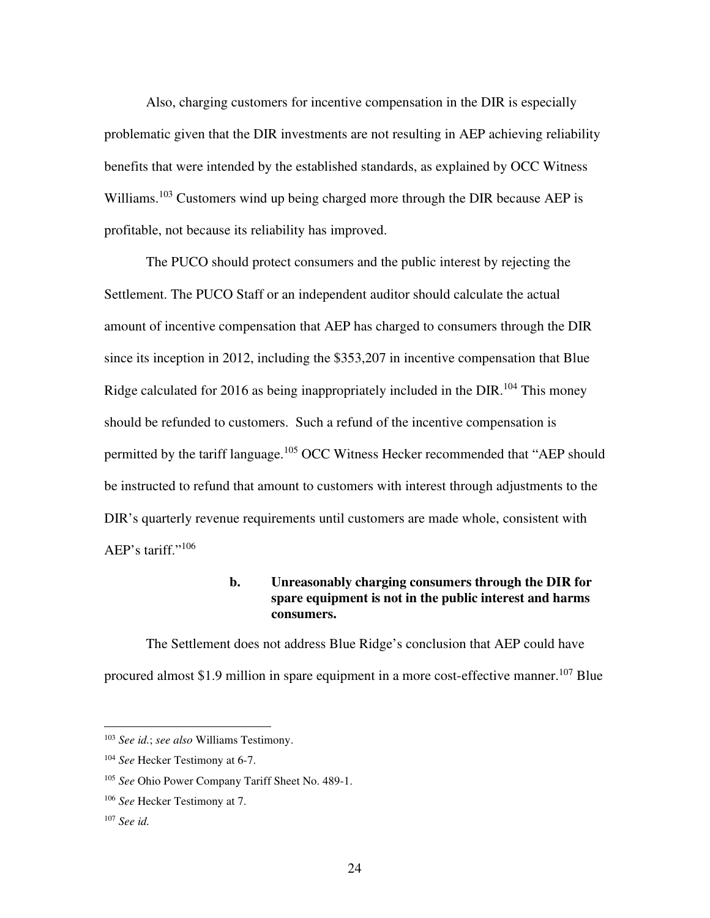Also, charging customers for incentive compensation in the DIR is especially problematic given that the DIR investments are not resulting in AEP achieving reliability benefits that were intended by the established standards, as explained by OCC Witness Williams.[103] Customers wind up being charged more through the DIR because AEP is profitable, not because its reliability has improved.

The PUCO should protect consumers and the public interest by rejecting the Settlement. The PUCO Staff or an independent auditor should calculate the actual amount of incentive compensation that AEP has charged to consumers through the DIR since its inception in 2012, including the $353,207 in incentive compensation that Blue Ridge calculated for 2016 as being inappropriately included in the DIR.[104] This money should be refunded to customers. Such a refund of the incentive compensation is permitted by the tariff language.[105] OCC Witness Hecker recommended that "AEP should be instructed to refund that amount to customers with interest through adjustments to the DIR's quarterly revenue requirements until customers are made whole, consistent with AEP's tariff."[106]

#### b. Unreasonably charging consumers through the DIR for spare equipment is not in the public interest and harms consumers.

The Settlement does not address Blue Ridge's conclusion that AEP could have procured almost $1.9 million in spare equipment in a more cost-effective manner.[107] Blue

---

[103] *See id.*; *see also* Williams Testimony.

[104] *See* Hecker Testimony at 6-7.

[105] *See* Ohio Power Company Tariff Sheet No. 489-1.

[106] *See* Hecker Testimony at 7.

[107] *See id.*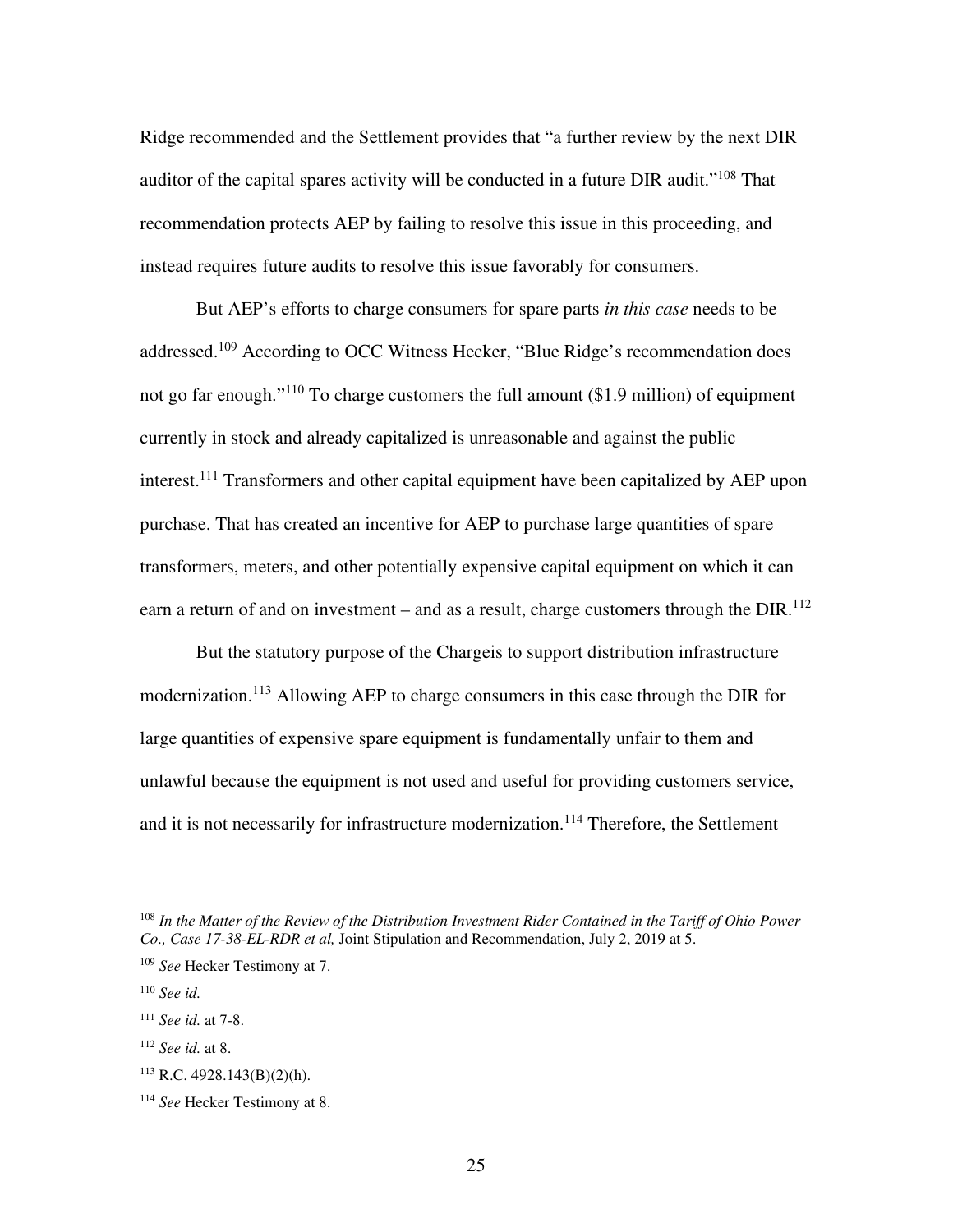Ridge recommended and the Settlement provides that "a further review by the next DIR auditor of the capital spares activity will be conducted in a future DIR audit."[108] That recommendation protects AEP by failing to resolve this issue in this proceeding, and instead requires future audits to resolve this issue favorably for consumers.

But AEP's efforts to charge consumers for spare parts *in this case* needs to be addressed.[109] According to OCC Witness Hecker, "Blue Ridge's recommendation does not go far enough."[110] To charge customers the full amount ($1.9 million) of equipment currently in stock and already capitalized is unreasonable and against the public interest.[111] Transformers and other capital equipment have been capitalized by AEP upon purchase. That has created an incentive for AEP to purchase large quantities of spare transformers, meters, and other potentially expensive capital equipment on which it can earn a return of and on investment – and as a result, charge customers through the DIR.[112]

But the statutory purpose of the Chargeis to support distribution infrastructure modernization.[113] Allowing AEP to charge consumers in this case through the DIR for large quantities of expensive spare equipment is fundamentally unfair to them and unlawful because the equipment is not used and useful for providing customers service, and it is not necessarily for infrastructure modernization.[114] Therefore, the Settlement

---

[108] *In the Matter of the Review of the Distribution Investment Rider Contained in the Tariff of Ohio Power Co., Case 17-38-EL-RDR et al,* Joint Stipulation and Recommendation, July 2, 2019 at 5.

[109] *See* Hecker Testimony at 7.

[110] *See id.*

[111] *See id.* at 7-8.

[112] *See id.* at 8.

[113] R.C. 4928.143(B)(2)(h).

[114] *See* Hecker Testimony at 8.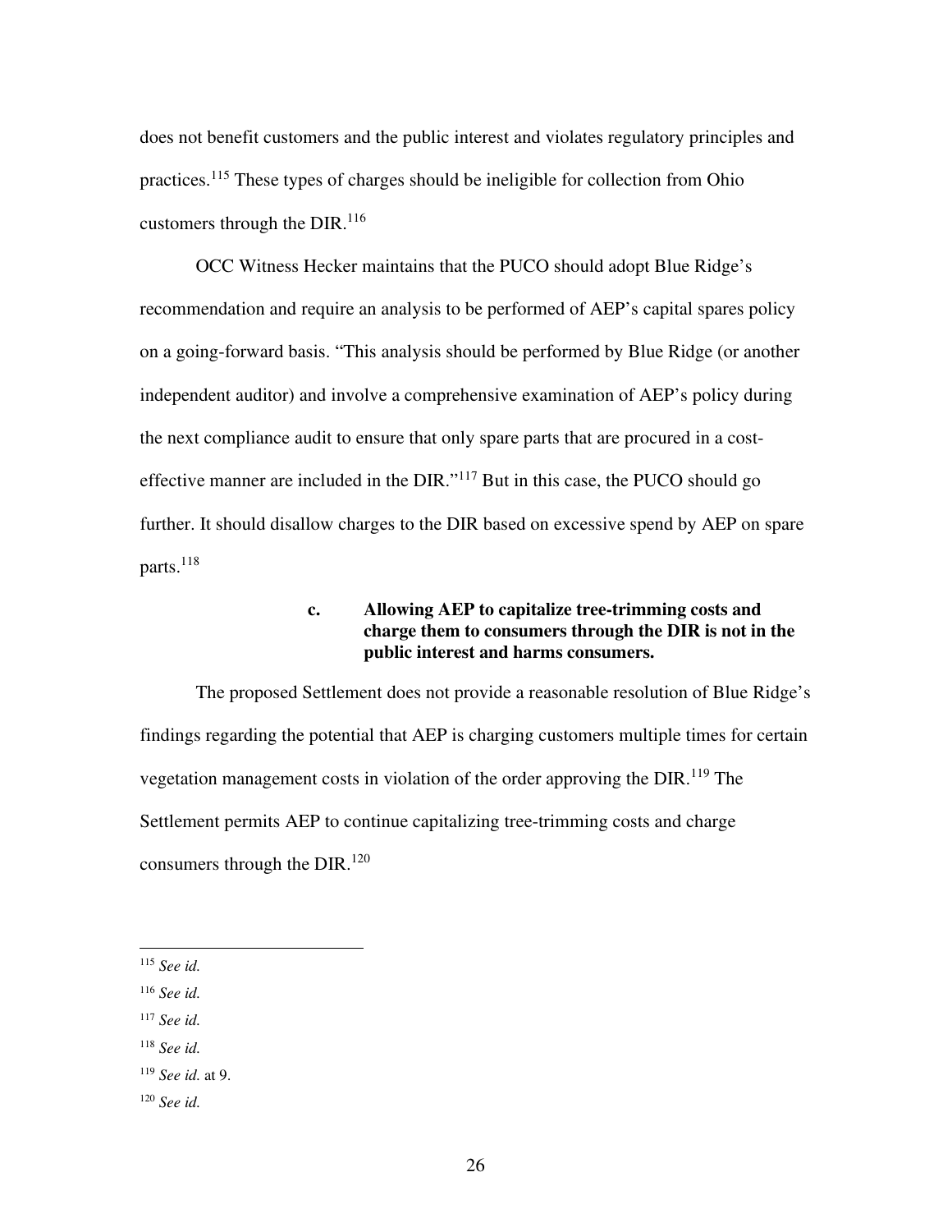does not benefit customers and the public interest and violates regulatory principles and practices.[115] These types of charges should be ineligible for collection from Ohio customers through the DIR.[116]

OCC Witness Hecker maintains that the PUCO should adopt Blue Ridge's recommendation and require an analysis to be performed of AEP's capital spares policy on a going-forward basis. "This analysis should be performed by Blue Ridge (or another independent auditor) and involve a comprehensive examination of AEP's policy during the next compliance audit to ensure that only spare parts that are procured in a cost-effective manner are included in the DIR."[117] But in this case, the PUCO should go further. It should disallow charges to the DIR based on excessive spend by AEP on spare parts.[118]

**c. Allowing AEP to capitalize tree-trimming costs and charge them to consumers through the DIR is not in the public interest and harms consumers.**

The proposed Settlement does not provide a reasonable resolution of Blue Ridge's findings regarding the potential that AEP is charging customers multiple times for certain vegetation management costs in violation of the order approving the DIR.[119] The Settlement permits AEP to continue capitalizing tree-trimming costs and charge consumers through the DIR.[120]

---

[115] *See id.*

[116] *See id.*

[117] *See id.*

[118] *See id.*

[119] *See id.* at 9.

[120] *See id.*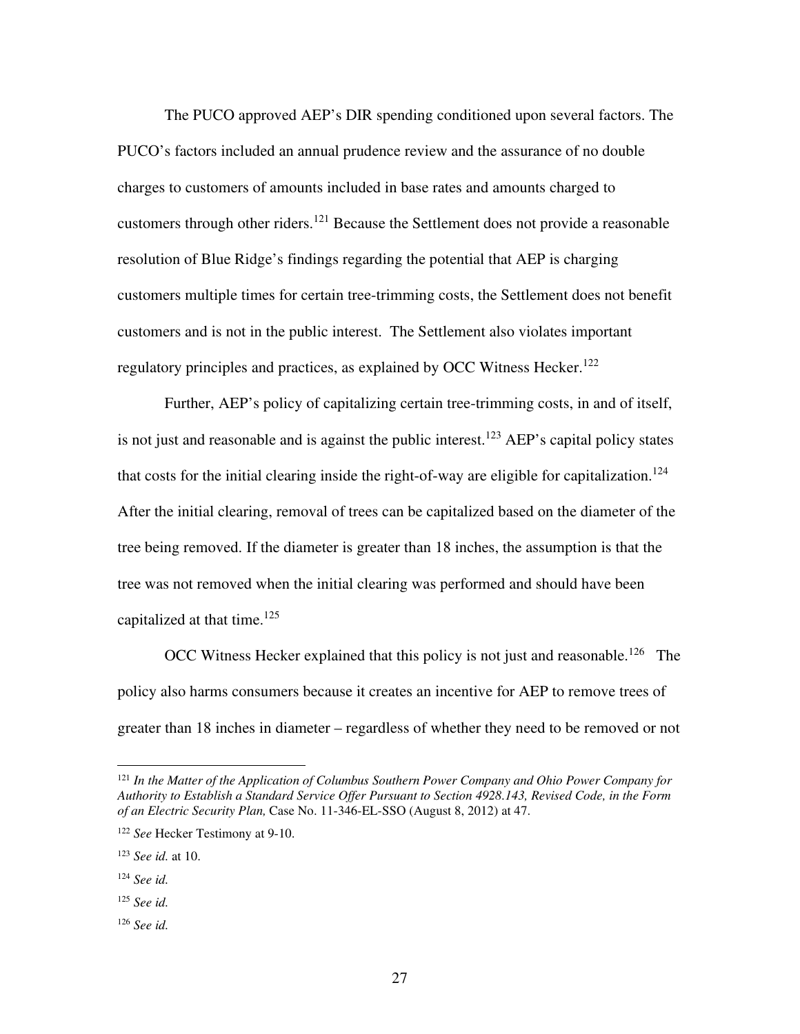The PUCO approved AEP's DIR spending conditioned upon several factors. The PUCO's factors included an annual prudence review and the assurance of no double charges to customers of amounts included in base rates and amounts charged to customers through other riders.[121] Because the Settlement does not provide a reasonable resolution of Blue Ridge's findings regarding the potential that AEP is charging customers multiple times for certain tree-trimming costs, the Settlement does not benefit customers and is not in the public interest. The Settlement also violates important regulatory principles and practices, as explained by OCC Witness Hecker.[122]

Further, AEP's policy of capitalizing certain tree-trimming costs, in and of itself, is not just and reasonable and is against the public interest.[123] AEP's capital policy states that costs for the initial clearing inside the right-of-way are eligible for capitalization.[124] After the initial clearing, removal of trees can be capitalized based on the diameter of the tree being removed. If the diameter is greater than 18 inches, the assumption is that the tree was not removed when the initial clearing was performed and should have been capitalized at that time.[125]

OCC Witness Hecker explained that this policy is not just and reasonable.[126] The policy also harms consumers because it creates an incentive for AEP to remove trees of greater than 18 inches in diameter – regardless of whether they need to be removed or not

---

[121] *In the Matter of the Application of Columbus Southern Power Company and Ohio Power Company for Authority to Establish a Standard Service Offer Pursuant to Section 4928.143, Revised Code, in the Form of an Electric Security Plan,* Case No. 11-346-EL-SSO (August 8, 2012) at 47.

[122] *See* Hecker Testimony at 9-10.

[123] *See id.* at 10.

[124] *See id.*

[125] *See id.*

[126] *See id.*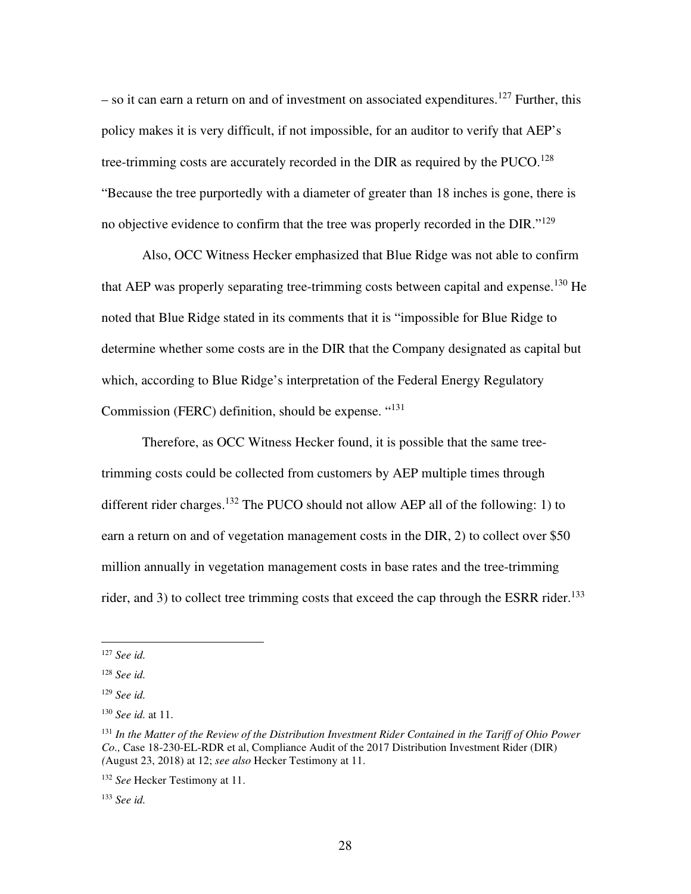– so it can earn a return on and of investment on associated expenditures.[127] Further, this policy makes it is very difficult, if not impossible, for an auditor to verify that AEP's tree-trimming costs are accurately recorded in the DIR as required by the PUCO.[128] "Because the tree purportedly with a diameter of greater than 18 inches is gone, there is no objective evidence to confirm that the tree was properly recorded in the DIR."[129]

Also, OCC Witness Hecker emphasized that Blue Ridge was not able to confirm that AEP was properly separating tree-trimming costs between capital and expense.[130] He noted that Blue Ridge stated in its comments that it is "impossible for Blue Ridge to determine whether some costs are in the DIR that the Company designated as capital but which, according to Blue Ridge's interpretation of the Federal Energy Regulatory Commission (FERC) definition, should be expense. "[131]

Therefore, as OCC Witness Hecker found, it is possible that the same tree-trimming costs could be collected from customers by AEP multiple times through different rider charges.[132] The PUCO should not allow AEP all of the following: 1) to earn a return on and of vegetation management costs in the DIR, 2) to collect over $50 million annually in vegetation management costs in base rates and the tree-trimming rider, and 3) to collect tree trimming costs that exceed the cap through the ESRR rider.[133]

---

[127] *See id.*

[128] *See id.*

[129] *See id.*

[130] *See id.* at 11.

[131] *In the Matter of the Review of the Distribution Investment Rider Contained in the Tariff of Ohio Power Co.,* Case 18-230-EL-RDR et al, Compliance Audit of the 2017 Distribution Investment Rider (DIR) *(*August 23, 2018) at 12; *see also* Hecker Testimony at 11.

[132] *See* Hecker Testimony at 11.

[133] *See id.*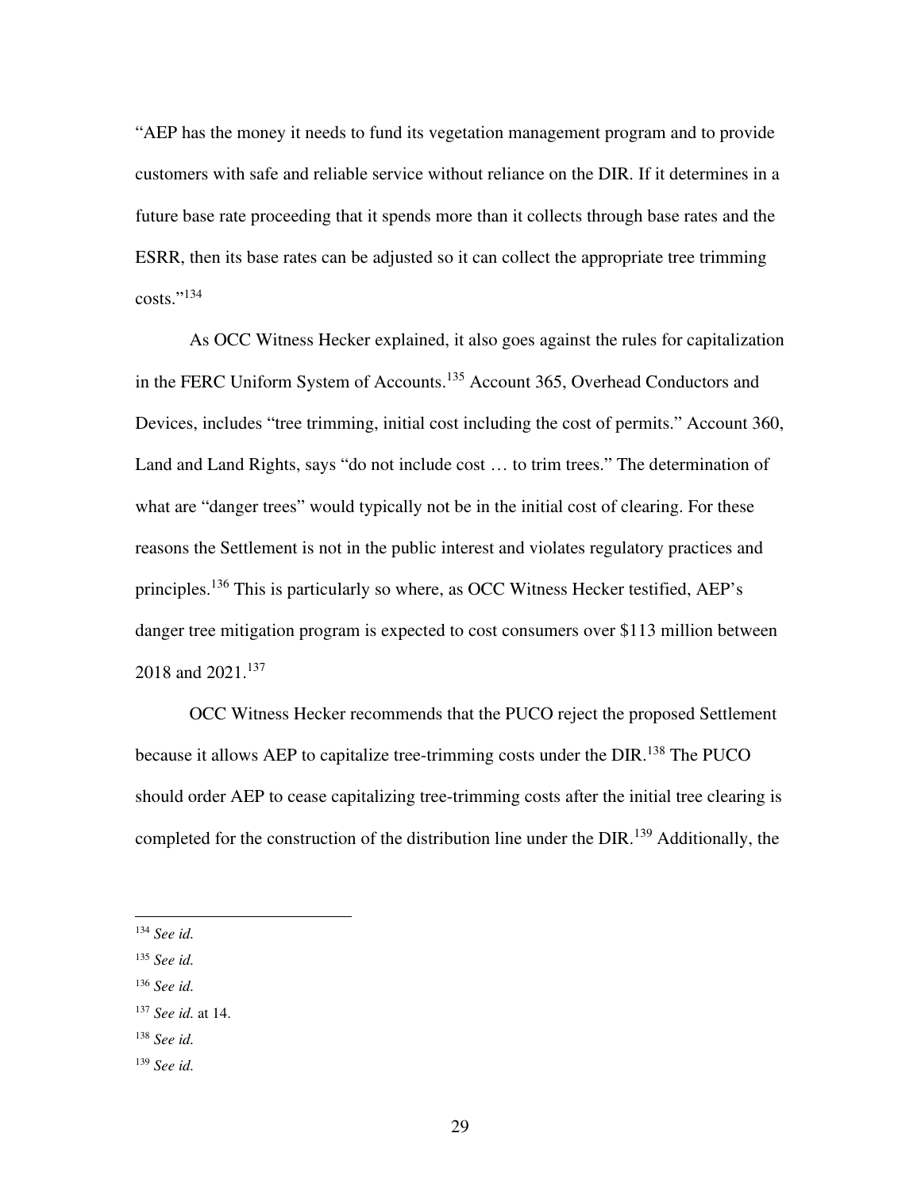"AEP has the money it needs to fund its vegetation management program and to provide customers with safe and reliable service without reliance on the DIR. If it determines in a future base rate proceeding that it spends more than it collects through base rates and the ESRR, then its base rates can be adjusted so it can collect the appropriate tree trimming costs."[134]

As OCC Witness Hecker explained, it also goes against the rules for capitalization in the FERC Uniform System of Accounts.[135] Account 365, Overhead Conductors and Devices, includes "tree trimming, initial cost including the cost of permits." Account 360, Land and Land Rights, says "do not include cost … to trim trees." The determination of what are "danger trees" would typically not be in the initial cost of clearing. For these reasons the Settlement is not in the public interest and violates regulatory practices and principles.[136] This is particularly so where, as OCC Witness Hecker testified, AEP's danger tree mitigation program is expected to cost consumers over $113 million between 2018 and 2021.[137]

OCC Witness Hecker recommends that the PUCO reject the proposed Settlement because it allows AEP to capitalize tree-trimming costs under the DIR.[138] The PUCO should order AEP to cease capitalizing tree-trimming costs after the initial tree clearing is completed for the construction of the distribution line under the DIR.[139] Additionally, the

---

[134] *See id.*

[135] *See id.*

[136] *See id.*

[137] *See id.* at 14.

[138] *See id.*

[139] *See id.*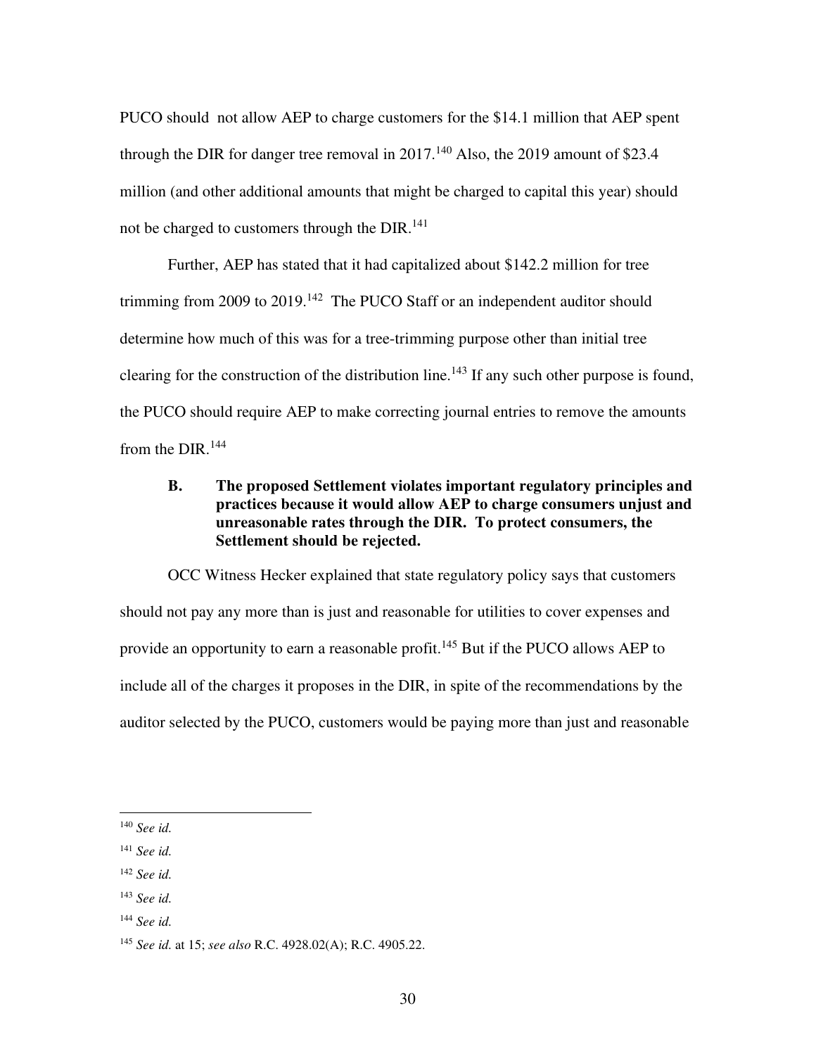PUCO should not allow AEP to charge customers for the \$14.1 million that AEP spent through the DIR for danger tree removal in 2017.[140] Also, the 2019 amount of \$23.4 million (and other additional amounts that might be charged to capital this year) should not be charged to customers through the DIR.[141]

Further, AEP has stated that it had capitalized about \$142.2 million for tree trimming from 2009 to 2019.[142] The PUCO Staff or an independent auditor should determine how much of this was for a tree-trimming purpose other than initial tree clearing for the construction of the distribution line.[143] If any such other purpose is found, the PUCO should require AEP to make correcting journal entries to remove the amounts from the DIR.[144]

**B. The proposed Settlement violates important regulatory principles and practices because it would allow AEP to charge consumers unjust and unreasonable rates through the DIR. To protect consumers, the Settlement should be rejected.**

OCC Witness Hecker explained that state regulatory policy says that customers should not pay any more than is just and reasonable for utilities to cover expenses and provide an opportunity to earn a reasonable profit.[145] But if the PUCO allows AEP to include all of the charges it proposes in the DIR, in spite of the recommendations by the auditor selected by the PUCO, customers would be paying more than just and reasonable

---

[140] *See id.*

[141] *See id.*

[142] *See id.*

[143] *See id.*

[144] *See id.*

[145] *See id.* at 15; *see also* R.C. 4928.02(A); R.C. 4905.22.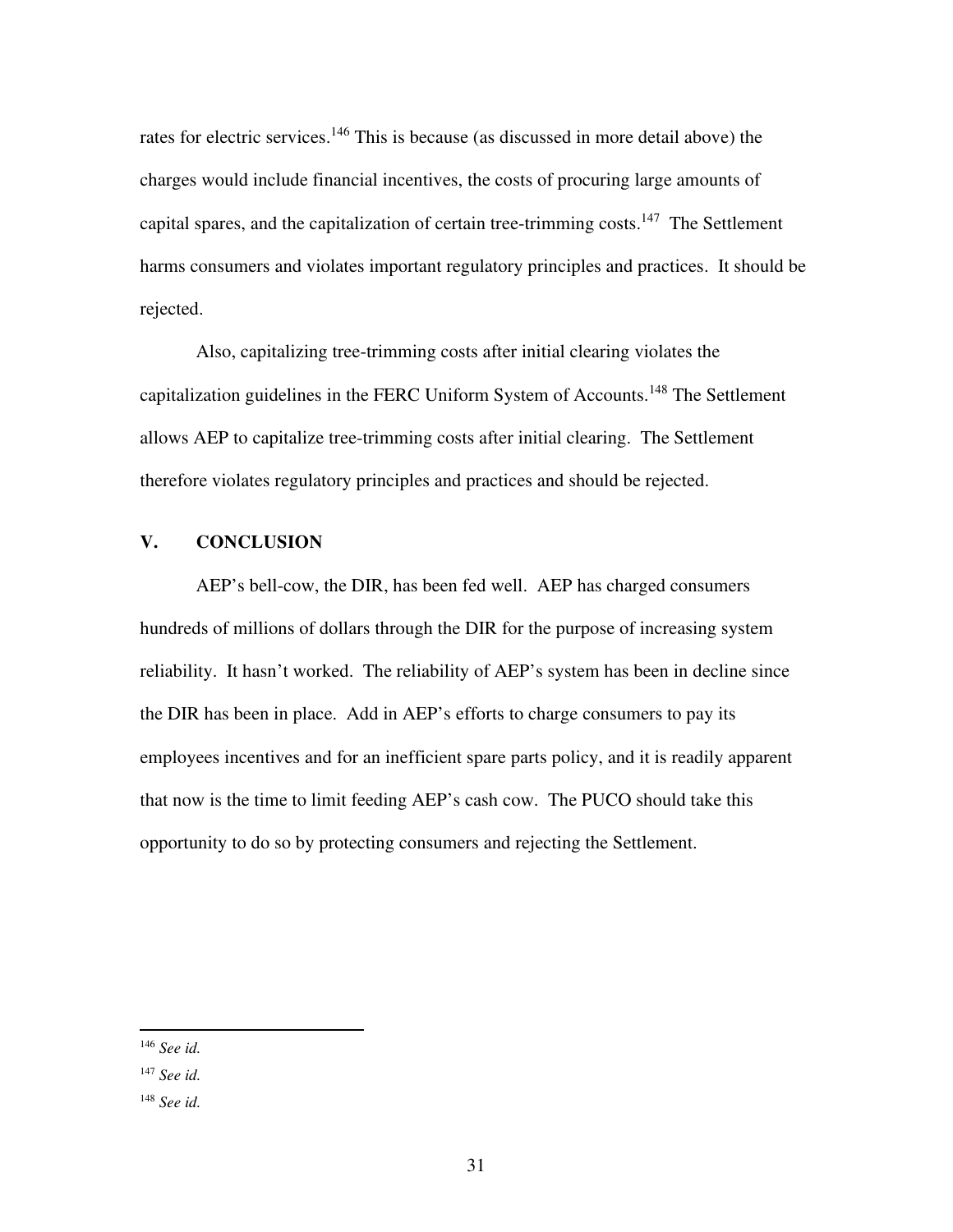rates for electric services.[146] This is because (as discussed in more detail above) the charges would include financial incentives, the costs of procuring large amounts of capital spares, and the capitalization of certain tree-trimming costs.[147] The Settlement harms consumers and violates important regulatory principles and practices. It should be rejected.

Also, capitalizing tree-trimming costs after initial clearing violates the capitalization guidelines in the FERC Uniform System of Accounts.[148] The Settlement allows AEP to capitalize tree-trimming costs after initial clearing. The Settlement therefore violates regulatory principles and practices and should be rejected.

## V. CONCLUSION

AEP's bell-cow, the DIR, has been fed well. AEP has charged consumers hundreds of millions of dollars through the DIR for the purpose of increasing system reliability. It hasn't worked. The reliability of AEP's system has been in decline since the DIR has been in place. Add in AEP's efforts to charge consumers to pay its employees incentives and for an inefficient spare parts policy, and it is readily apparent that now is the time to limit feeding AEP's cash cow. The PUCO should take this opportunity to do so by protecting consumers and rejecting the Settlement.

---

[146] *See id.*

[147] *See id.*

[148] *See id.*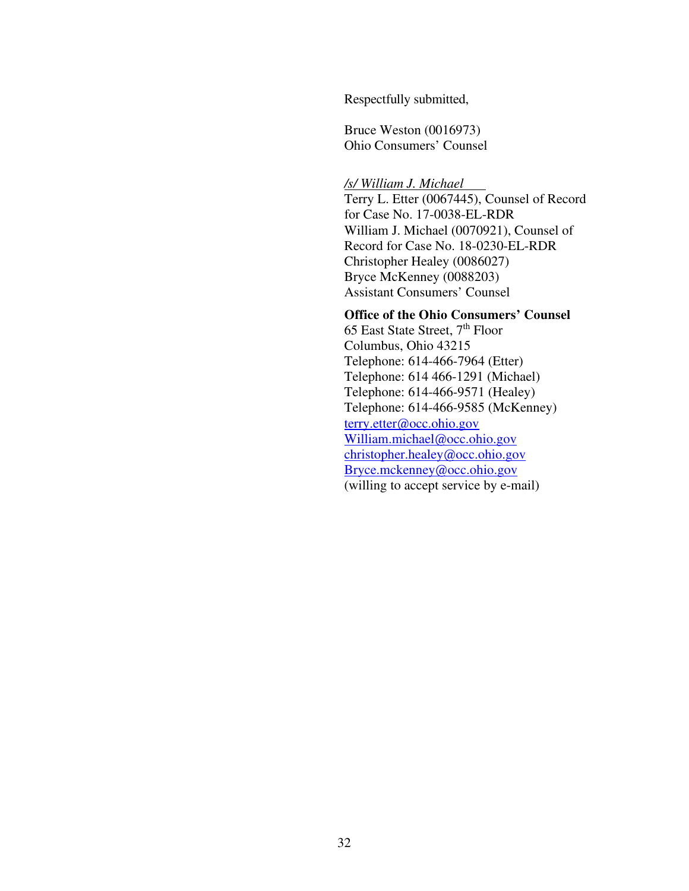Respectfully submitted,

Bruce Weston (0016973)
Ohio Consumers' Counsel

*/s/ William J. Michael*
Terry L. Etter (0067445), Counsel of Record for Case No. 17-0038-EL-RDR
William J. Michael (0070921), Counsel of Record for Case No. 18-0230-EL-RDR
Christopher Healey (0086027)
Bryce McKenney (0088203)
Assistant Consumers' Counsel

**Office of the Ohio Consumers' Counsel**
65 East State Street, 7th Floor
Columbus, Ohio 43215
Telephone: 614-466-7964 (Etter)
Telephone: 614 466-1291 (Michael)
Telephone: 614-466-9571 (Healey)
Telephone: 614-466-9585 (McKenney)
terry.etter@occ.ohio.gov
William.michael@occ.ohio.gov
christopher.healey@occ.ohio.gov
Bryce.mckenney@occ.ohio.gov
(willing to accept service by e-mail)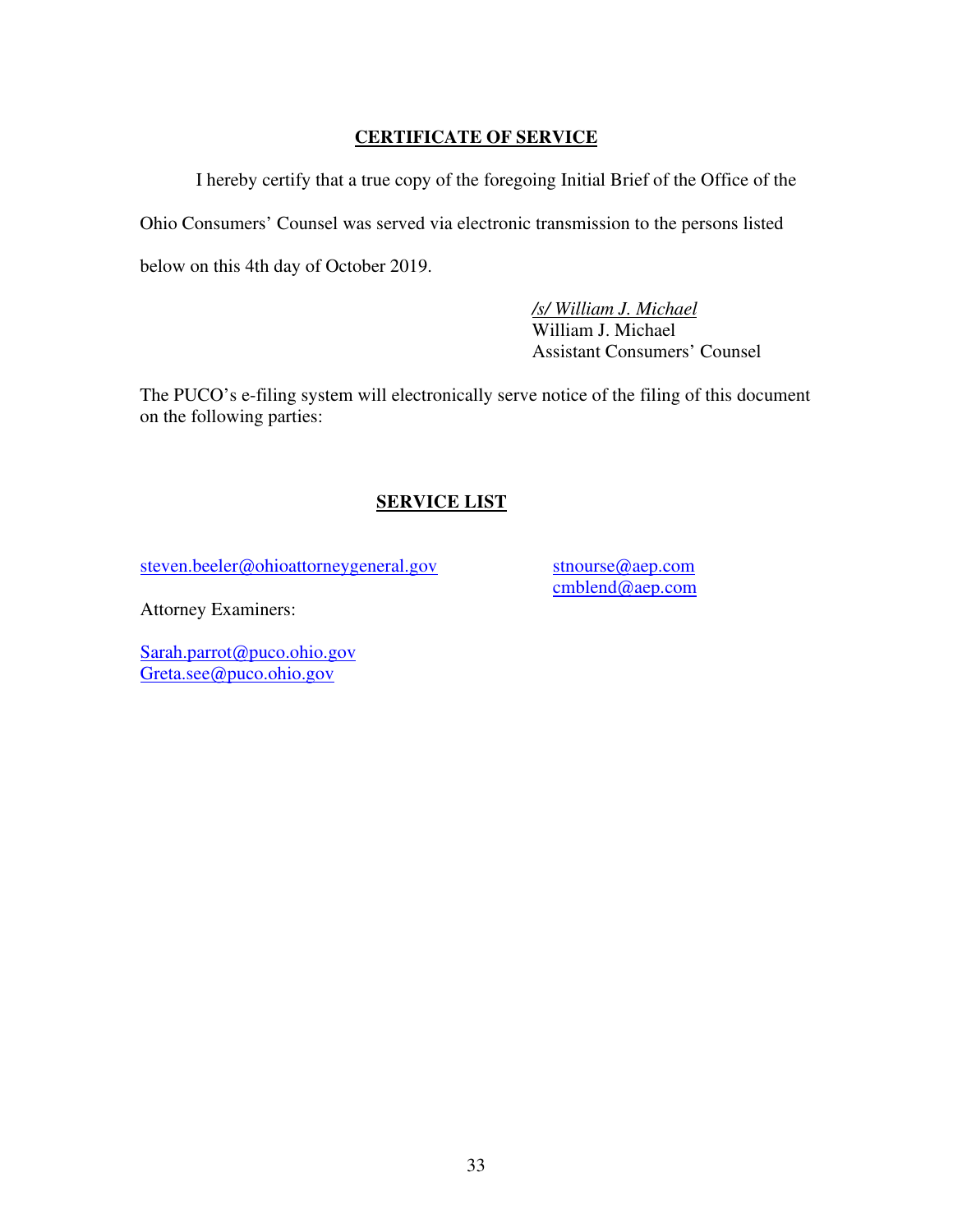## CERTIFICATE OF SERVICE

I hereby certify that a true copy of the foregoing Initial Brief of the Office of the Ohio Consumers' Counsel was served via electronic transmission to the persons listed below on this 4th day of October 2019.

*/s/ William J. Michael*
William J. Michael
Assistant Consumers' Counsel

The PUCO's e-filing system will electronically serve notice of the filing of this document on the following parties:

## SERVICE LIST

steven.beeler@ohioattorneygeneral.gov

stnourse@aep.com
cmblend@aep.com

Attorney Examiners:

Sarah.parrot@puco.ohio.gov
Greta.see@puco.ohio.gov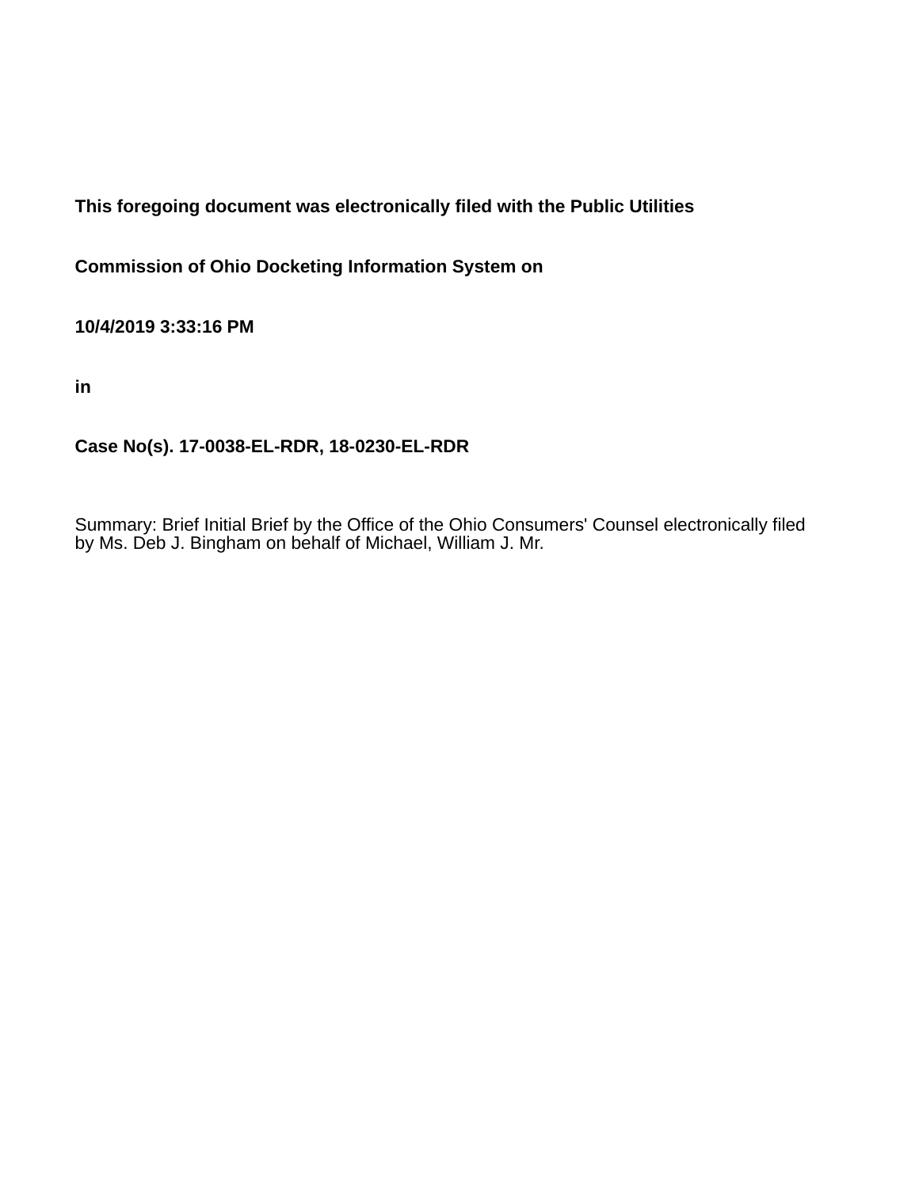**This foregoing document was electronically filed with the Public Utilities**

**Commission of Ohio Docketing Information System on**

**10/4/2019 3:33:16 PM**

**in**

**Case No(s). 17-0038-EL-RDR, 18-0230-EL-RDR**

Summary: Brief Initial Brief by the Office of the Ohio Consumers' Counsel electronically filed by Ms. Deb J. Bingham on behalf of Michael, William J. Mr.